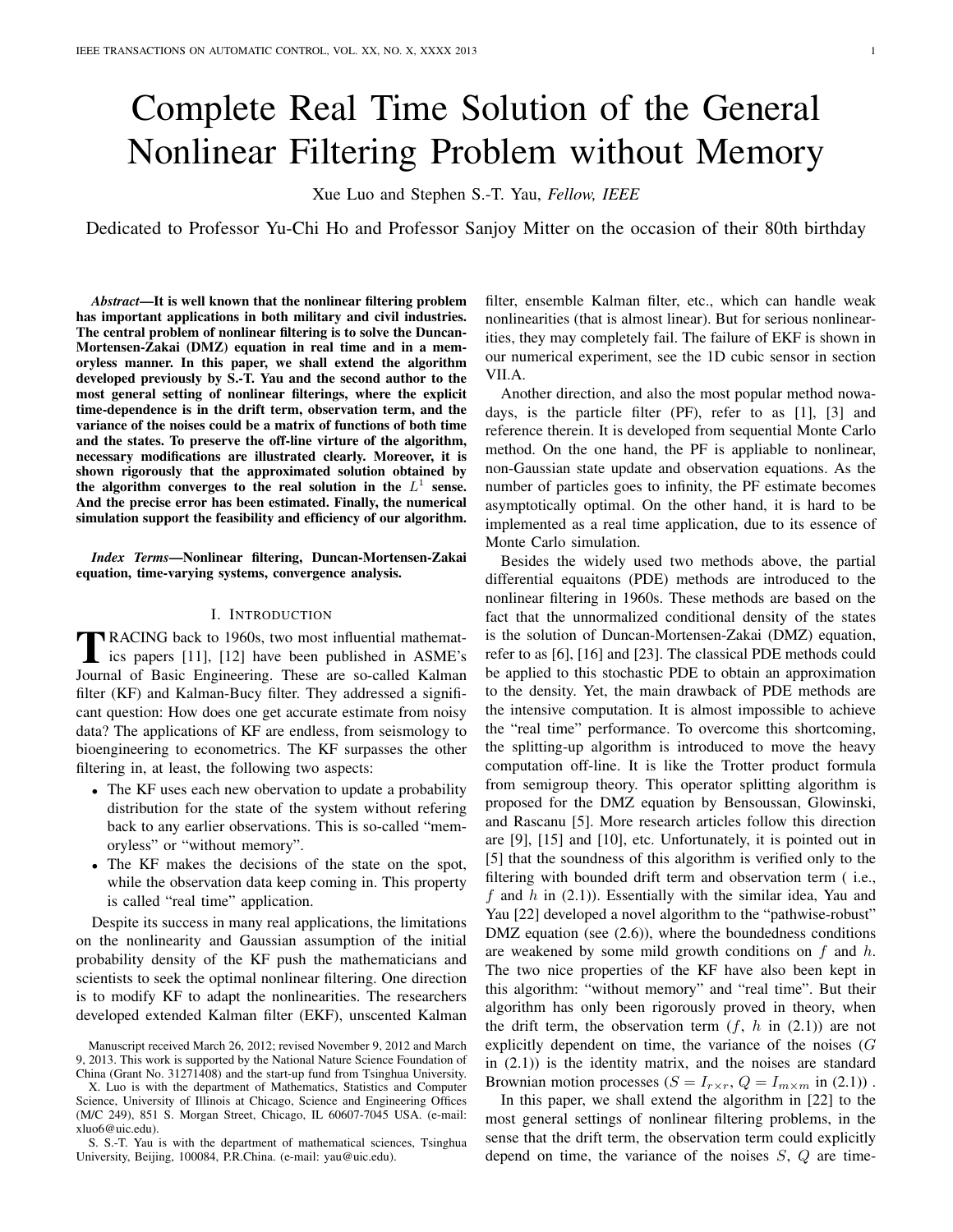# Complete Real Time Solution of the General Nonlinear Filtering Problem without Memory

Xue Luo and Stephen S.-T. Yau, *Fellow, IEEE*

Dedicated to Professor Yu-Chi Ho and Professor Sanjoy Mitter on the occasion of their 80th birthday

***Abstract*—It is well known that the nonlinear filtering problem has important applications in both military and civil industries. The central problem of nonlinear filtering is to solve the Duncan-Mortensen-Zakai (DMZ) equation in real time and in a memoryless manner. In this paper, we shall extend the algorithm developed previously by S.-T. Yau and the second author to the most general setting of nonlinear filterings, where the explicit time-dependence is in the drift term, observation term, and the variance of the noises could be a matrix of functions of both time and the states. To preserve the off-line virture of the algorithm, necessary modifications are illustrated clearly. Moreover, it is shown rigorously that the approximated solution obtained by the algorithm converges to the real solution in the $L^1$ sense. And the precise error has been estimated. Finally, the numerical simulation support the feasibility and efficiency of our algorithm.**

***Index Terms*—Nonlinear filtering, Duncan-Mortensen-Zakai equation, time-varying systems, convergence analysis.**

## I. Introduction

Tracing back to 1960s, two most influential mathematics papers [11], [12] have been published in ASME's Journal of Basic Engineering. These are so-called Kalman filter (KF) and Kalman-Bucy filter. They addressed a significant question: How does one get accurate estimate from noisy data? The applications of KF are endless, from seismology to bioengineering to econometrics. The KF surpasses the other filtering in, at least, the following two aspects:

- The KF uses each new obervation to update a probability distribution for the state of the system without refering back to any earlier observations. This is so-called "memoryless" or "without memory".
- The KF makes the decisions of the state on the spot, while the observation data keep coming in. This property is called "real time" application.

Despite its success in many real applications, the limitations on the nonlinearity and Gaussian assumption of the initial probability density of the KF push the mathematicians and scientists to seek the optimal nonlinear filtering. One direction is to modify KF to adapt the nonlinearities. The researchers developed extended Kalman filter (EKF), unscented Kalman filter, ensemble Kalman filter, etc., which can handle weak nonlinearities (that is almost linear). But for serious nonlinearities, they may completely fail. The failure of EKF is shown in our numerical experiment, see the 1D cubic sensor in section VII.A.

Another direction, and also the most popular method nowadays, is the particle filter (PF), refer to as [1], [3] and reference therein. It is developed from sequential Monte Carlo method. On the one hand, the PF is appliable to nonlinear, non-Gaussian state update and observation equations. As the number of particles goes to infinity, the PF estimate becomes asymptotically optimal. On the other hand, it is hard to be implemented as a real time application, due to its essence of Monte Carlo simulation.

Besides the widely used two methods above, the partial differential equaitons (PDE) methods are introduced to the nonlinear filtering in 1960s. These methods are based on the fact that the unnormalized conditional density of the states is the solution of Duncan-Mortensen-Zakai (DMZ) equation, refer to as [6], [16] and [23]. The classical PDE methods could be applied to this stochastic PDE to obtain an approximation to the density. Yet, the main drawback of PDE methods are the intensive computation. It is almost impossible to achieve the "real time" performance. To overcome this shortcoming, the splitting-up algorithm is introduced to move the heavy computation off-line. It is like the Trotter product formula from semigroup theory. This operator splitting algorithm is proposed for the DMZ equation by Bensoussan, Glowinski, and Rascanu [5]. More research articles follow this direction are [9], [15] and [10], etc. Unfortunately, it is pointed out in [5] that the soundness of this algorithm is verified only to the filtering with bounded drift term and observation term ( i.e., $f$ and $h$ in (2.1)). Essentially with the similar idea, Yau and Yau [22] developed a novel algorithm to the "pathwise-robust" DMZ equation (see (2.6)), where the boundedness conditions are weakened by some mild growth conditions on $f$ and $h$. The two nice properties of the KF have also been kept in this algorithm: "without memory" and "real time". But their algorithm has only been rigorously proved in theory, when the drift term, the observation term ($f$, $h$ in (2.1)) are not explicitly dependent on time, the variance of the noises ($G$ in (2.1)) is the identity matrix, and the noises are standard Brownian motion processes ($S = I_{r\times r}$, $Q = I_{m\times m}$ in (2.1)) .

In this paper, we shall extend the algorithm in [22] to the most general settings of nonlinear filtering problems, in the sense that the drift term, the observation term could explicitly depend on time, the variance of the noises $S$, $Q$ are time-

Manuscript received March 26, 2012; revised November 9, 2012 and March 9, 2013. This work is supported by the National Nature Science Foundation of China (Grant No. 31271408) and the start-up fund from Tsinghua University.

X. Luo is with the department of Mathematics, Statistics and Computer Science, University of Illinois at Chicago, Science and Engineering Offices (M/C 249), 851 S. Morgan Street, Chicago, IL 60607-7045 USA. (e-mail: xluo6@uic.edu).

S. S.-T. Yau is with the department of mathematical sciences, Tsinghua University, Beijing, 100084, P.R.China. (e-mail: yau@uic.edu).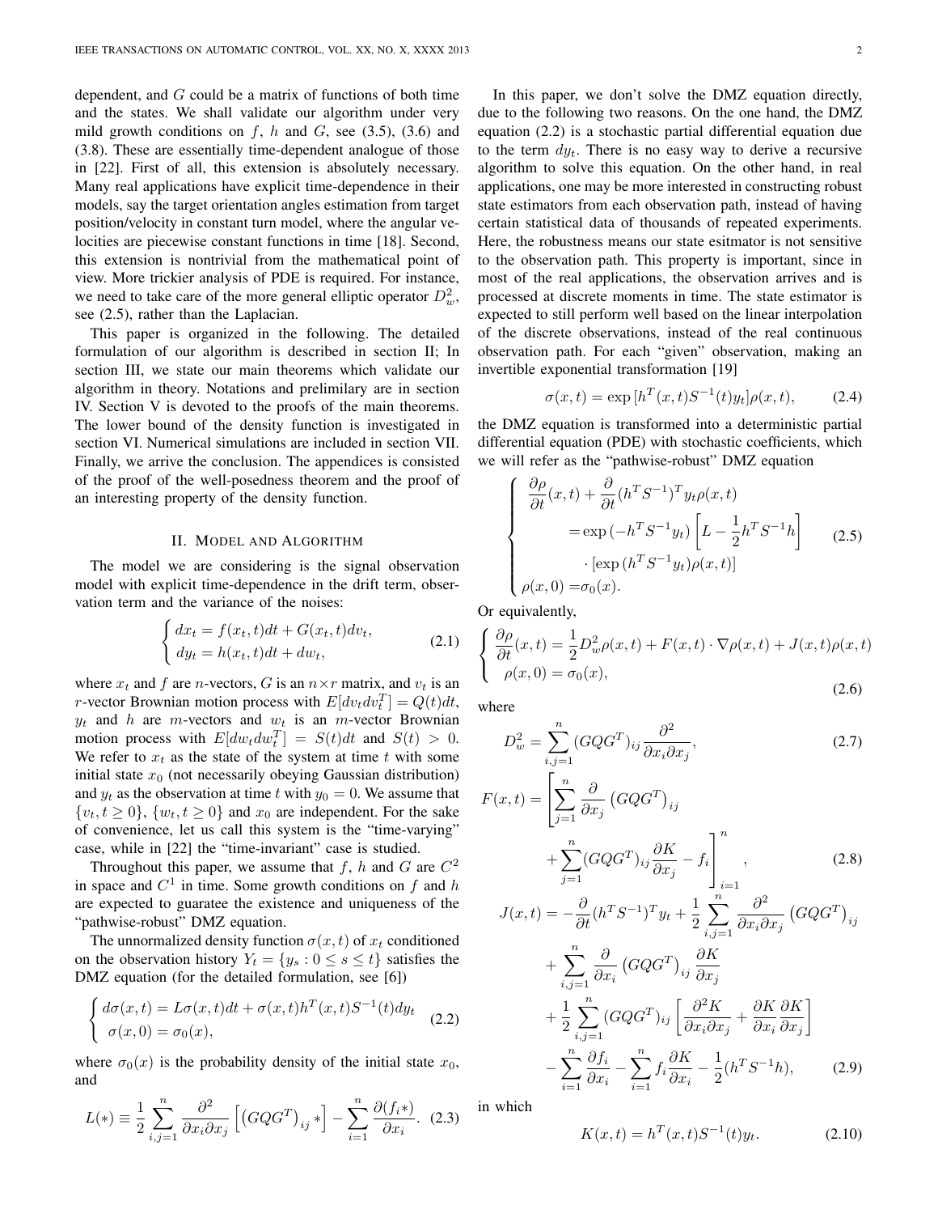dependent, and $G$ could be a matrix of functions of both time and the states. We shall validate our algorithm under very mild growth conditions on $f$, $h$ and $G$, see (3.5), (3.6) and (3.8). These are essentially time-dependent analogue of those in [22]. First of all, this extension is absolutely necessary. Many real applications have explicit time-dependence in their models, say the target orientation angles estimation from target position/velocity in constant turn model, where the angular velocities are piecewise constant functions in time [18]. Second, this extension is nontrivial from the mathematical point of view. More trickier analysis of PDE is required. For instance, we need to take care of the more general elliptic operator $D_w^2$, see (2.5), rather than the Laplacian.

This paper is organized in the following. The detailed formulation of our algorithm is described in section II; In section III, we state our main theorems which validate our algorithm in theory. Notations and prelimilary are in section IV. Section V is devoted to the proofs of the main theorems. The lower bound of the density function is investigated in section VI. Numerical simulations are included in section VII. Finally, we arrive the conclusion. The appendices is consisted of the proof of the well-posedness theorem and the proof of an interesting property of the density function.

## II. Model and Algorithm

The model we are considering is the signal observation model with explicit time-dependence in the drift term, observation term and the variance of the noises:

$$\begin{cases} dx_t = f(x_t,t)dt + G(x_t,t)dv_t, \\ dy_t = h(x_t,t)dt + dw_t, \end{cases} \tag{2.1}$$

where $x_t$ and $f$ are $n$-vectors, $G$ is an $n\times r$ matrix, and $v_t$ is an $r$-vector Brownian motion process with $E[dv_t dv_t^T] = Q(t)dt$, $y_t$ and $h$ are $m$-vectors and $w_t$ is an $m$-vector Brownian motion process with $E[dw_t dw_t^T] = S(t)dt$ and $S(t) > 0$. We refer to $x_t$ as the state of the system at time $t$ with some initial state $x_0$ (not necessarily obeying Gaussian distribution) and $y_t$ as the observation at time $t$ with $y_0 = 0$. We assume that $\{v_t, t\geq 0\}$, $\{w_t, t\geq 0\}$ and $x_0$ are independent. For the sake of convenience, let us call this system is the "time-varying" case, while in [22] the "time-invariant" case is studied.

Throughout this paper, we assume that $f$, $h$ and $G$ are $C^2$ in space and $C^1$ in time. Some growth conditions on $f$ and $h$ are expected to guaratee the existence and uniqueness of the "pathwise-robust" DMZ equation.

The unnormalized density function $\sigma(x,t)$ of $x_t$ conditioned on the observation history $Y_t = \{y_s : 0\leq s\leq t\}$ satisfies the DMZ equation (for the detailed formulation, see [6])

$$\begin{cases} d\sigma(x,t) = L\sigma(x,t)dt + \sigma(x,t)h^T(x,t)S^{-1}(t)dy_t \\ \sigma(x,0) = \sigma_0(x), \end{cases} \tag{2.2}$$

where $\sigma_0(x)$ is the probability density of the initial state $x_0$, and

$$L(*) \equiv \frac{1}{2}\sum_{i,j=1}^n \frac{\partial^2}{\partial x_i \partial x_j}\left[\left(GQG^T\right)_{ij} *\right] - \sum_{i=1}^n \frac{\partial (f_i *)}{\partial x_i}. \tag{2.3}$$

In this paper, we don't solve the DMZ equation directly, due to the following two reasons. On the one hand, the DMZ equation (2.2) is a stochastic partial differential equation due to the term $dy_t$. There is no easy way to derive a recursive algorithm to solve this equation. On the other hand, in real applications, one may be more interested in constructing robust state estimators from each observation path, instead of having certain statistical data of thousands of repeated experiments. Here, the robustness means our state esitmator is not sensitive to the observation path. This property is important, since in most of the real applications, the observation arrives and is processed at discrete moments in time. The state estimator is expected to still perform well based on the linear interpolation of the discrete observations, instead of the real continuous observation path. For each "given" observation, making an invertible exponential transformation [19]

$$\sigma(x,t) = \exp\left[h^T(x,t)S^{-1}(t)y_t\right]\rho(x,t), \tag{2.4}$$

the DMZ equation is transformed into a deterministic partial differential equation (PDE) with stochastic coefficients, which we will refer as the "pathwise-robust" DMZ equation

$$\begin{cases} \dfrac{\partial\rho}{\partial t}(x,t) + \dfrac{\partial}{\partial t}(h^T S^{-1})^T y_t \rho(x,t) \\ \qquad = \exp\left(-h^T S^{-1} y_t\right)\left[L - \dfrac{1}{2}h^T S^{-1} h\right] \\ \qquad\quad \cdot \left[\exp\left(h^T S^{-1} y_t\right)\rho(x,t)\right] \\ \rho(x,0) = \sigma_0(x). \end{cases} \tag{2.5}$$

Or equivalently,

$$\begin{cases} \dfrac{\partial\rho}{\partial t}(x,t) = \dfrac{1}{2}D_w^2\rho(x,t) + F(x,t)\cdot\nabla\rho(x,t) + J(x,t)\rho(x,t) \\ \rho(x,0) = \sigma_0(x), \end{cases} \tag{2.6}$$

where

$$D_w^2 = \sum_{i,j=1}^n (GQG^T)_{ij}\frac{\partial^2}{\partial x_i \partial x_j}, \tag{2.7}$$

$$F(x,t) = \left[\sum_{j=1}^n \frac{\partial}{\partial x_j}\left(GQG^T\right)_{ij} + \sum_{j=1}^n (GQG^T)_{ij}\frac{\partial K}{\partial x_j} - f_i\right]_{i=1}^n, \tag{2.8}$$

$$\begin{aligned} J(x,t) = &-\frac{\partial}{\partial t}(h^T S^{-1})^T y_t + \frac{1}{2}\sum_{i,j=1}^n \frac{\partial^2}{\partial x_i\partial x_j}\left(GQG^T\right)_{ij} \\ &+ \sum_{i,j=1}^n \frac{\partial}{\partial x_i}\left(GQG^T\right)_{ij}\frac{\partial K}{\partial x_j} \\ &+ \frac{1}{2}\sum_{i,j=1}^n (GQG^T)_{ij}\left[\frac{\partial^2 K}{\partial x_i\partial x_j} + \frac{\partial K}{\partial x_i}\frac{\partial K}{\partial x_j}\right] \\ &- \sum_{i=1}^n \frac{\partial f_i}{\partial x_i} - \sum_{i=1}^n f_i\frac{\partial K}{\partial x_i} - \frac{1}{2}(h^T S^{-1} h), \end{aligned} \tag{2.9}$$

in which

$$K(x,t) = h^T(x,t)S^{-1}(t)y_t. \tag{2.10}$$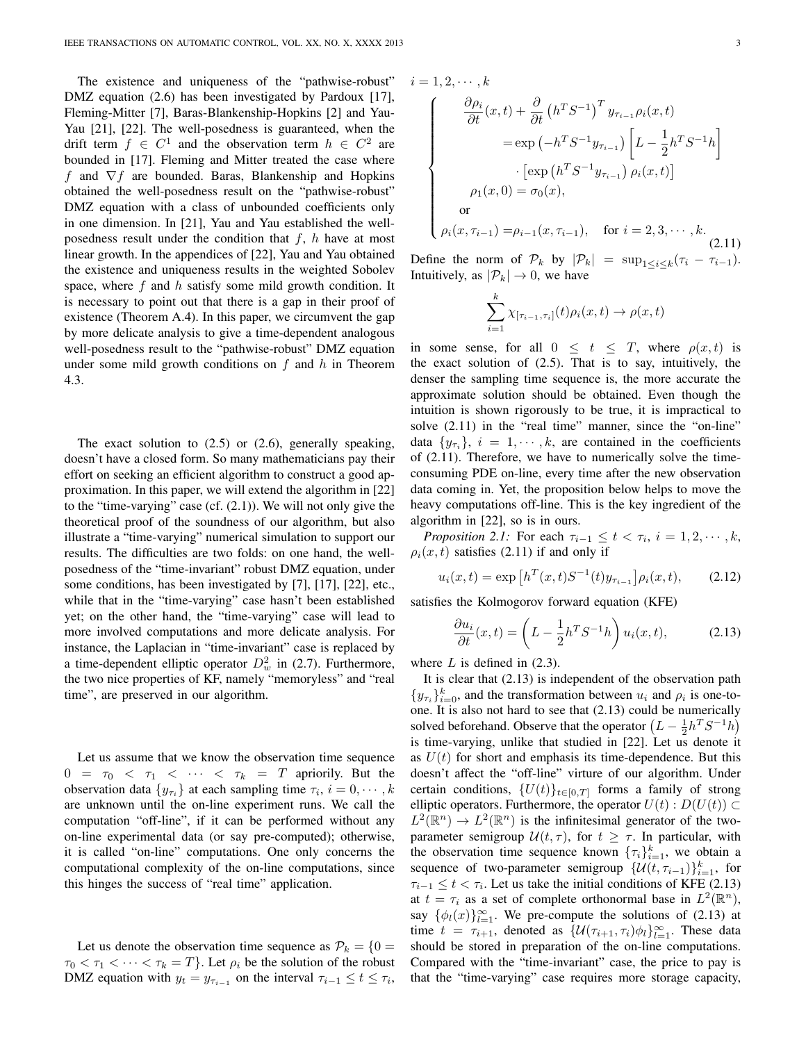The existence and uniqueness of the "pathwise-robust" DMZ equation (2.6) has been investigated by Pardoux [17], Fleming-Mitter [7], Baras-Blankenship-Hopkins [2] and Yau-Yau [21], [22]. The well-posedness is guaranteed, when the drift term $f \in C^1$ and the observation term $h \in C^2$ are bounded in [17]. Fleming and Mitter treated the case where $f$ and $\nabla f$ are bounded. Baras, Blankenship and Hopkins obtained the well-posedness result on the "pathwise-robust" DMZ equation with a class of unbounded coefficients only in one dimension. In [21], Yau and Yau established the well-posedness result under the condition that $f$, $h$ have at most linear growth. In the appendices of [22], Yau and Yau obtained the existence and uniqueness results in the weighted Sobolev space, where $f$ and $h$ satisfy some mild growth condition. It is necessary to point out that there is a gap in their proof of existence (Theorem A.4). In this paper, we circumvent the gap by more delicate analysis to give a time-dependent analogous well-posedness result to the "pathwise-robust" DMZ equation under some mild growth conditions on $f$ and $h$ in Theorem 4.3.

The exact solution to (2.5) or (2.6), generally speaking, doesn't have a closed form. So many mathematicians pay their effort on seeking an efficient algorithm to construct a good approximation. In this paper, we will extend the algorithm in [22] to the "time-varying" case (cf. (2.1)). We will not only give the theoretical proof of the soundness of our algorithm, but also illustrate a "time-varying" numerical simulation to support our results. The difficulties are two folds: on one hand, the well-posedness of the "time-invariant" robust DMZ equation, under some conditions, has been investigated by [7], [17], [22], etc., while that in the "time-varying" case hasn't been established yet; on the other hand, the "time-varying" case will lead to more involved computations and more delicate analysis. For instance, the Laplacian in "time-invariant" case is replaced by a time-dependent elliptic operator $D_w^2$ in (2.7). Furthermore, the two nice properties of KF, namely "memoryless" and "real time", are preserved in our algorithm.

Let us assume that we know the observation time sequence $0 = \tau_0 < \tau_1 < \cdots < \tau_k = T$ apriorily. But the observation data $\{y_{\tau_i}\}$ at each sampling time $\tau_i$, $i = 0, \cdots, k$ are unknown until the on-line experiment runs. We call the computation "off-line", if it can be performed without any on-line experimental data (or say pre-computed); otherwise, it is called "on-line" computations. One only concerns the computational complexity of the on-line computations, since this hinges the success of "real time" application.

Let us denote the observation time sequence as $\mathcal{P}_k = \{0 = \tau_0 < \tau_1 < \cdots < \tau_k = T\}$. Let $\rho_i$ be the solution of the robust DMZ equation with $y_t = y_{\tau_{i-1}}$ on the interval $\tau_{i-1} \leq t \leq \tau_i$, $i = 1, 2, \cdots, k$

$$
\begin{cases}
\dfrac{\partial \rho_i}{\partial t}(x,t) + \dfrac{\partial}{\partial t}\left(h^T S^{-1}\right)^T y_{\tau_{i-1}} \rho_i(x,t) \\
\qquad = \exp\left(-h^T S^{-1} y_{\tau_{i-1}}\right)\left[L - \dfrac{1}{2} h^T S^{-1} h\right] \\
\qquad\quad \cdot \left[\exp\left(h^T S^{-1} y_{\tau_{i-1}}\right)\rho_i(x,t)\right] \\
\rho_1(x,0) = \sigma_0(x), \\
\text{or} \\
\rho_i(x,\tau_{i-1}) = \rho_{i-1}(x,\tau_{i-1}), \quad \text{for } i = 2, 3, \cdots, k.
\end{cases}
\tag{2.11}
$$

Define the norm of $\mathcal{P}_k$ by $|\mathcal{P}_k| = \sup_{1 \leq i \leq k}(\tau_i - \tau_{i-1})$. Intuitively, as $|\mathcal{P}_k| \to 0$, we have

$$
\sum_{i=1}^{k} \chi_{[\tau_{i-1},\tau_i]}(t)\rho_i(x,t) \to \rho(x,t)
$$

in some sense, for all $0 \leq t \leq T$, where $\rho(x,t)$ is the exact solution of (2.5). That is to say, intuitively, the denser the sampling time sequence is, the more accurate the approximate solution should be obtained. Even though the intuition is shown rigorously to be true, it is impractical to solve (2.11) in the "real time" manner, since the "on-line" data $\{y_{\tau_i}\}$, $i = 1, \cdots, k$, are contained in the coefficients of (2.11). Therefore, we have to numerically solve the time-consuming PDE on-line, every time after the new observation data coming in. Yet, the proposition below helps to move the heavy computations off-line. This is the key ingredient of the algorithm in [22], so is in ours.

*Proposition 2.1:* For each $\tau_{i-1} \leq t < \tau_i$, $i = 1, 2, \cdots, k$, $\rho_i(x,t)$ satisfies (2.11) if and only if

$$
u_i(x,t) = \exp\left[h^T(x,t) S^{-1}(t) y_{\tau_{i-1}}\right]\rho_i(x,t), \tag{2.12}
$$

satisfies the Kolmogorov forward equation (KFE)

$$
\frac{\partial u_i}{\partial t}(x,t) = \left(L - \frac{1}{2} h^T S^{-1} h\right) u_i(x,t), \tag{2.13}
$$

where $L$ is defined in (2.3).

It is clear that (2.13) is independent of the observation path $\{y_{\tau_i}\}_{i=0}^k$, and the transformation between $u_i$ and $\rho_i$ is one-to-one. It is also not hard to see that (2.13) could be numerically solved beforehand. Observe that the operator $\left(L - \frac{1}{2} h^T S^{-1} h\right)$ is time-varying, unlike that studied in [22]. Let us denote it as $U(t)$ for short and emphasis its time-dependence. But this doesn't affect the "off-line" virture of our algorithm. Under certain conditions, $\{U(t)\}_{t \in [0,T]}$ forms a family of strong elliptic operators. Furthermore, the operator $U(t) : D(U(t)) \subset L^2(\mathbb{R}^n) \to L^2(\mathbb{R}^n)$ is the infinitesimal generator of the two-parameter semigroup $\mathcal{U}(t,\tau)$, for $t \geq \tau$. In particular, with the observation time sequence known $\{\tau_i\}_{i=1}^k$, we obtain a sequence of two-parameter semigroup $\{\mathcal{U}(t,\tau_{i-1})\}_{i=1}^k$, for $\tau_{i-1} \leq t < \tau_i$. Let us take the initial conditions of KFE (2.13) at $t = \tau_i$ as a set of complete orthonormal base in $L^2(\mathbb{R}^n)$, say $\{\phi_l(x)\}_{l=1}^\infty$. We pre-compute the solutions of (2.13) at time $t = \tau_{i+1}$, denoted as $\{\mathcal{U}(\tau_{i+1},\tau_i)\phi_l\}_{l=1}^\infty$. These data should be stored in preparation of the on-line computations. Compared with the "time-invariant" case, the price to pay is that the "time-varying" case requires more storage capacity,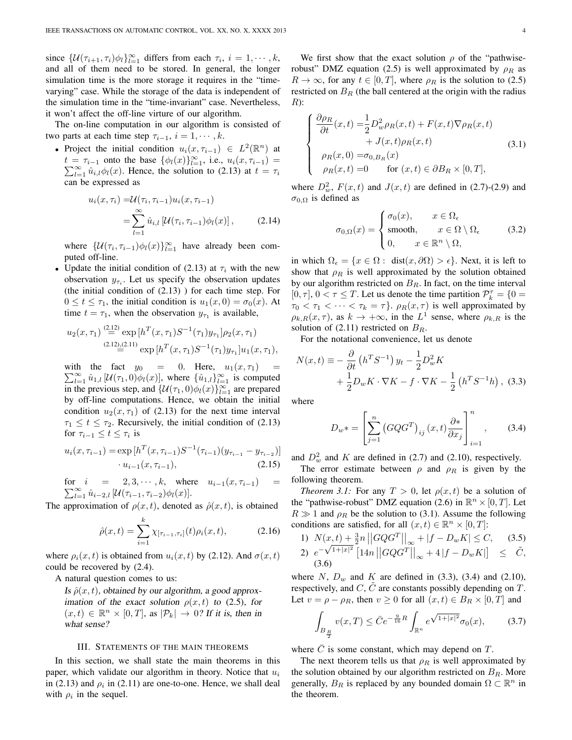since $\{\mathcal{U}(\tau_{i+1}, \tau_i)\phi_l\}_{l=1}^\infty$ differs from each $\tau_i$, $i = 1, \cdots, k$, and all of them need to be stored. In general, the longer simulation time is the more storage it requires in the "time-varying" case. While the storage of the data is independent of the simulation time in the "time-invariant" case. Nevertheless, it won't affect the off-line virture of our algorithm.

The on-line computation in our algorithm is consisted of two parts at each time step $\tau_{i-1}$, $i = 1, \cdots, k$.

- Project the initial condition $u_i(x, \tau_{i-1}) \in L^2(\mathbb{R}^n)$ at $t = \tau_{i-1}$ onto the base $\{\phi_l(x)\}_{l=1}^\infty$, i.e., $u_i(x, \tau_{i-1}) = \sum_{l=1}^\infty \hat{u}_{i,l}\phi_l(x)$. Hence, the solution to (2.13) at $t = \tau_i$ can be expressed as

$$
\begin{aligned}
u_i(x, \tau_i) =& \mathcal{U}(\tau_i, \tau_{i-1})u_i(x, \tau_{i-1}) \\
=& \sum_{l=1}^\infty \hat{u}_{i,l} \left[\mathcal{U}(\tau_i, \tau_{i-1})\phi_l(x)\right], \qquad (2.14)
\end{aligned}
$$

where $\{\mathcal{U}(\tau_i, \tau_{i-1})\phi_l(x)\}_{l=1}^\infty$ have already been computed off-line.

- Update the initial condition of (2.13) at $\tau_i$ with the new observation $y_{\tau_i}$. Let us specify the observation updates (the initial condition of (2.13) ) for each time step. For $0 \leq t \leq \tau_1$, the initial condition is $u_1(x, 0) = \sigma_0(x)$. At time $t = \tau_1$, when the observation $y_{\tau_1}$ is available,

$$
\begin{aligned}
u_2(x, \tau_1) &\overset{(2.12)}{=} \exp\left[h^T(x, \tau_1)S^{-1}(\tau_1)y_{\tau_1}\right]\rho_2(x, \tau_1) \\
&\overset{(2.12),(2.11)}{=} \exp\left[h^T(x, \tau_1)S^{-1}(\tau_1)y_{\tau_1}\right]u_1(x, \tau_1),
\end{aligned}
$$

with the fact $y_0 = 0$. Here, $u_1(x, \tau_1) = \sum_{l=1}^\infty \hat{u}_{1,l}\left[\mathcal{U}(\tau_1, 0)\phi_l(x)\right]$, where $\{\hat{u}_{1,l}\}_{l=1}^\infty$ is computed in the previous step, and $\{\mathcal{U}(\tau_1, 0)\phi_l(x)\}_{l=1}^\infty$ are prepared by off-line computations. Hence, we obtain the initial condition $u_2(x, \tau_1)$ of (2.13) for the next time interval $\tau_1 \leq t \leq \tau_2$. Recursively, the initial condition of (2.13) for $\tau_{i-1} \leq t \leq \tau_i$ is

$$
\begin{aligned}
u_i(x, \tau_{i-1}) =& \exp\left[h^T(x, \tau_{i-1})S^{-1}(\tau_{i-1})(y_{\tau_{i-1}} - y_{\tau_{i-2}})\right] \\
& \cdot u_{i-1}(x, \tau_{i-1}), \qquad (2.15)
\end{aligned}
$$

for $i = 2, 3, \cdots, k$, where $u_{i-1}(x, \tau_{i-1}) = \sum_{l=1}^\infty \hat{u}_{i-2,l}\left[\mathcal{U}(\tau_{i-1}, \tau_{i-2})\phi_l(x)\right]$.

The approximation of $\rho(x, t)$, denoted as $\hat{\rho}(x, t)$, is obtained

$$
\hat{\rho}(x, t) = \sum_{i=1}^k \chi_{[\tau_{i-1}, \tau_i]}(t)\rho_i(x, t), \qquad (2.16)
$$

where $\rho_i(x, t)$ is obtained from $u_i(x, t)$ by (2.12). And $\sigma(x, t)$ could be recovered by (2.4).

A natural question comes to us:

> *Is $\hat{\rho}(x, t)$, obtained by our algorithm, a good approximation of the exact solution $\rho(x, t)$ to (2.5), for $(x, t) \in \mathbb{R}^n \times [0, T]$, as $|\mathcal{P}_k| \to 0$? If it is, then in what sense?*

## III. Statements of the Main Theorems

In this section, we shall state the main theorems in this paper, which validate our algorithm in theory. Notice that $u_i$ in (2.13) and $\rho_i$ in (2.11) are one-to-one. Hence, we shall deal with $\rho_i$ in the sequel.

We first show that the exact solution $\rho$ of the "pathwise-robust" DMZ equation (2.5) is well approximated by $\rho_R$ as $R \to \infty$, for any $t \in [0, T]$, where $\rho_R$ is the solution to (2.5) restricted on $B_R$ (the ball centered at the origin with the radius $R$):

$$
\begin{cases}
\dfrac{\partial \rho_R}{\partial t}(x, t) = \dfrac{1}{2}D_w^2\rho_R(x, t) + F(x, t)\nabla\rho_R(x, t) \\
\qquad\qquad\qquad + J(x, t)\rho_R(x, t) \\
\rho_R(x, 0) = \sigma_{0, B_R}(x) \\
\rho_R(x, t) = 0 \qquad \text{for } (x, t) \in \partial B_R \times [0, T],
\end{cases} \qquad (3.1)
$$

where $D_w^2$, $F(x, t)$ and $J(x, t)$ are defined in (2.7)-(2.9) and $\sigma_{0,\Omega}$ is defined as

$$
\sigma_{0,\Omega}(x) = \begin{cases}
\sigma_0(x), & x \in \Omega_\epsilon \\
\text{smooth}, & x \in \Omega \setminus \Omega_\epsilon \\
0, & x \in \mathbb{R}^n \setminus \Omega,
\end{cases} \qquad (3.2)
$$

in which $\Omega_\epsilon = \{x \in \Omega: \ \text{dist}(x, \partial\Omega) > \epsilon\}$. Next, it is left to show that $\rho_R$ is well approximated by the solution obtained by our algorithm restricted on $B_R$. In fact, on the time interval $[0, \tau]$, $0 < \tau \leq T$. Let us denote the time partition $\mathcal{P}_k^\tau = \{0 = \tau_0 < \tau_1 < \cdots < \tau_k = \tau\}$. $\rho_R(x, \tau)$ is well approximated by $\rho_{k,R}(x, \tau)$, as $k \to +\infty$, in the $L^1$ sense, where $\rho_{k,R}$ is the solution of (2.11) restricted on $B_R$.

For the notational convenience, let us denote

$$
\begin{aligned}
N(x, t) \equiv & -\frac{\partial}{\partial t}\left(h^T S^{-1}\right)y_t - \frac{1}{2}D_w^2 K \\
& + \frac{1}{2}D_w K \cdot \nabla K - f \cdot \nabla K - \frac{1}{2}\left(h^T S^{-1} h\right), \quad (3.3)
\end{aligned}
$$

where

$$
D_w * = \left[\sum_{j=1}^n \left(GQG^T\right)_{ij}(x, t)\frac{\partial *}{\partial x_j}\right]_{i=1}^n, \qquad (3.4)
$$

and $D_w^2$ and $K$ are defined in (2.7) and (2.10), respectively.

The error estimate between $\rho$ and $\rho_R$ is given by the following theorem.

*Theorem 3.1:* For any $T > 0$, let $\rho(x, t)$ be a solution of the "pathwise-robust" DMZ equation (2.6) in $\mathbb{R}^n \times [0, T]$. Let $R \gg 1$ and $\rho_R$ be the solution to (3.1). Assume the following conditions are satisfied, for all $(x, t) \in \mathbb{R}^n \times [0, T]$:

1) $N(x, t) + \frac{3}{2}n\left|\left|GQG^T\right|\right|_\infty + |f - D_w K| \leq C, \qquad (3.5)$
2) $e^{-\sqrt{1+|x|^2}}\left[14n\left|\left|GQG^T\right|\right|_\infty + 4\left|f - D_w K\right|\right] \leq \tilde{C}, \qquad (3.6)$

where $N$, $D_w$ and $K$ are defined in (3.3), (3.4) and (2.10), respectively, and $C$, $\tilde{C}$ are constants possibly depending on $T$. Let $v = \rho - \rho_R$, then $v \geq 0$ for all $(x, t) \in B_R \times [0, T]$ and

$$
\int_{B_{\frac{R}{2}}} v(x, T) \leq \bar{C}e^{-\frac{9}{16}R}\int_{\mathbb{R}^n} e^{\sqrt{1+|x|^2}}\sigma_0(x), \qquad (3.7)
$$

where $\bar{C}$ is some constant, which may depend on $T$.

The next theorem tells us that $\rho_R$ is well approximated by the solution obtained by our algorithm restricted on $B_R$. More generally, $B_R$ is replaced by any bounded domain $\Omega \subset \mathbb{R}^n$ in the theorem.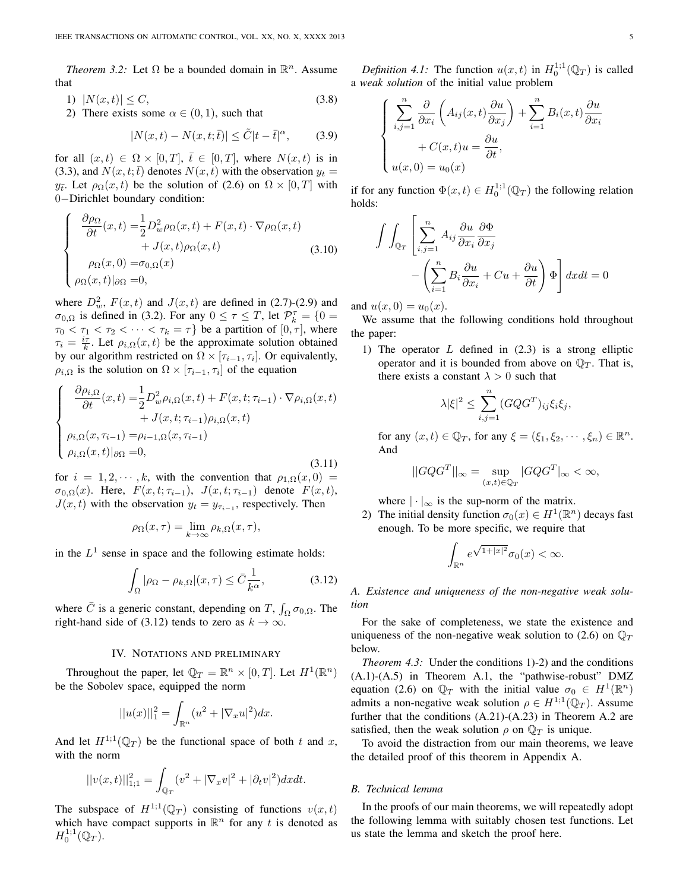*Theorem 3.2:* Let $\Omega$ be a bounded domain in $\mathbb{R}^n$. Assume that

1) $|N(x,t)| \leq C$, (3.8)
2) There exists some $\alpha \in (0,1)$, such that

$$|N(x,t) - N(x,t;\bar{t})| \leq \tilde{C}|t-\bar{t}|^{\alpha}, \tag{3.9}$$

for all $(x,t) \in \Omega \times [0,T]$, $\bar{t} \in [0,T]$, where $N(x,t)$ is in (3.3), and $N(x,t;\bar{t})$ denotes $N(x,t)$ with the observation $y_t = y_{\bar{t}}$. Let $\rho_\Omega(x,t)$ be the solution of (2.6) on $\Omega \times [0,T]$ with $0-$Dirichlet boundary condition:

$$\begin{cases} \dfrac{\partial \rho_\Omega}{\partial t}(x,t) = \dfrac{1}{2} D_w^2 \rho_\Omega(x,t) + F(x,t) \cdot \nabla \rho_\Omega(x,t) \\ \qquad\qquad + J(x,t)\rho_\Omega(x,t) \\ \rho_\Omega(x,0) = \sigma_{0,\Omega}(x) \\ \rho_\Omega(x,t)|_{\partial\Omega} = 0, \end{cases} \tag{3.10}$$

where $D_w^2$, $F(x,t)$ and $J(x,t)$ are defined in (2.7)-(2.9) and $\sigma_{0,\Omega}$ is defined in (3.2). For any $0 \leq \tau \leq T$, let $\mathcal{P}_k^\tau = \{0 = \tau_0 < \tau_1 < \tau_2 < \cdots < \tau_k = \tau\}$ be a partition of $[0,\tau]$, where $\tau_i = \frac{i\tau}{k}$. Let $\rho_{i,\Omega}(x,t)$ be the approximate solution obtained by our algorithm restricted on $\Omega \times [\tau_{i-1}, \tau_i]$. Or equivalently, $\rho_{i,\Omega}$ is the solution on $\Omega \times [\tau_{i-1}, \tau_i]$ of the equation

$$\begin{cases} \dfrac{\partial \rho_{i,\Omega}}{\partial t}(x,t) = \dfrac{1}{2} D_w^2 \rho_{i,\Omega}(x,t) + F(x,t;\tau_{i-1}) \cdot \nabla \rho_{i,\Omega}(x,t) \\ \qquad\qquad + J(x,t;\tau_{i-1})\rho_{i,\Omega}(x,t) \\ \rho_{i,\Omega}(x,\tau_{i-1}) = \rho_{i-1,\Omega}(x,\tau_{i-1}) \\ \rho_{i,\Omega}(x,t)|_{\partial\Omega} = 0, \end{cases} \tag{3.11}$$

for $i = 1, 2, \cdots, k$, with the convention that $\rho_{1,\Omega}(x,0) = \sigma_{0,\Omega}(x)$. Here, $F(x,t;\tau_{i-1})$, $J(x,t;\tau_{i-1})$ denote $F(x,t)$, $J(x,t)$ with the observation $y_t = y_{\tau_{i-1}}$, respectively. Then

$$\rho_\Omega(x,\tau) = \lim_{k\to\infty} \rho_{k,\Omega}(x,\tau),$$

in the $L^1$ sense in space and the following estimate holds:

$$\int_\Omega |\rho_\Omega - \rho_{k,\Omega}|(x,\tau) \leq \bar{C}\frac{1}{k^\alpha}, \tag{3.12}$$

where $\bar{C}$ is a generic constant, depending on $T$, $\int_\Omega \sigma_{0,\Omega}$. The right-hand side of (3.12) tends to zero as $k \to \infty$.

## IV. Notations and preliminary

Throughout the paper, let $\mathbb{Q}_T = \mathbb{R}^n \times [0,T]$. Let $H^1(\mathbb{R}^n)$ be the Sobolev space, equipped the norm

$$||u(x)||_1^2 = \int_{\mathbb{R}^n} (u^2 + |\nabla_x u|^2)dx.$$

And let $H^{1;1}(\mathbb{Q}_T)$ be the functional space of both $t$ and $x$, with the norm

$$||v(x,t)||_{1;1}^2 = \int_{\mathbb{Q}_T} (v^2 + |\nabla_x v|^2 + |\partial_t v|^2)dxdt.$$

The subspace of $H^{1;1}(\mathbb{Q}_T)$ consisting of functions $v(x,t)$ which have compact supports in $\mathbb{R}^n$ for any $t$ is denoted as $H_0^{1;1}(\mathbb{Q}_T)$.

*Definition 4.1:* The function $u(x,t)$ in $H_0^{1;1}(\mathbb{Q}_T)$ is called a *weak solution* of the initial value problem

$$\begin{cases} \displaystyle\sum_{i,j=1}^n \frac{\partial}{\partial x_i}\left(A_{ij}(x,t)\frac{\partial u}{\partial x_j}\right) + \sum_{i=1}^n B_i(x,t)\frac{\partial u}{\partial x_i} \\ \qquad + C(x,t)u = \dfrac{\partial u}{\partial t}, \\ u(x,0) = u_0(x) \end{cases}$$

if for any function $\Phi(x,t) \in H_0^{1;1}(\mathbb{Q}_T)$ the following relation holds:

$$\int\int_{\mathbb{Q}_T} \left[\sum_{i,j=1}^n A_{ij}\frac{\partial u}{\partial x_i}\frac{\partial \Phi}{\partial x_j} - \left(\sum_{i=1}^n B_i \frac{\partial u}{\partial x_i} + Cu + \frac{\partial u}{\partial t}\right)\Phi\right] dxdt = 0$$

and $u(x,0) = u_0(x)$.

We assume that the following conditions hold throughout the paper:

1) The operator $L$ defined in (2.3) is a strong elliptic operator and it is bounded from above on $\mathbb{Q}_T$. That is, there exists a constant $\lambda > 0$ such that

$$\lambda|\xi|^2 \leq \sum_{i,j=1}^n (GQG^T)_{ij}\xi_i\xi_j,$$

for any $(x,t) \in \mathbb{Q}_T$, for any $\xi = (\xi_1, \xi_2, \cdots, \xi_n) \in \mathbb{R}^n$. And

$$||GQG^T||_\infty = \sup_{(x,t)\in\mathbb{Q}_T} |GQG^T|_\infty < \infty,$$

where $|\cdot|_\infty$ is the sup-norm of the matrix.

2) The initial density function $\sigma_0(x) \in H^1(\mathbb{R}^n)$ decays fast enough. To be more specific, we require that

$$\int_{\mathbb{R}^n} e^{\sqrt{1+|x|^2}}\sigma_0(x) < \infty.$$

### A. Existence and uniqueness of the non-negative weak solution

For the sake of completeness, we state the existence and uniqueness of the non-negative weak solution to (2.6) on $\mathbb{Q}_T$ below.

*Theorem 4.3:* Under the conditions 1)-2) and the conditions (A.1)-(A.5) in Theorem A.1, the "pathwise-robust" DMZ equation (2.6) on $\mathbb{Q}_T$ with the initial value $\sigma_0 \in H^1(\mathbb{R}^n)$ admits a non-negative weak solution $\rho \in H^{1;1}(\mathbb{Q}_T)$. Assume further that the conditions (A.21)-(A.23) in Theorem A.2 are satisfied, then the weak solution $\rho$ on $\mathbb{Q}_T$ is unique.

To avoid the distraction from our main theorems, we leave the detailed proof of this theorem in Appendix A.

### B. Technical lemma

In the proofs of our main theorems, we will repeatedly adopt the following lemma with suitably chosen test functions. Let us state the lemma and sketch the proof here.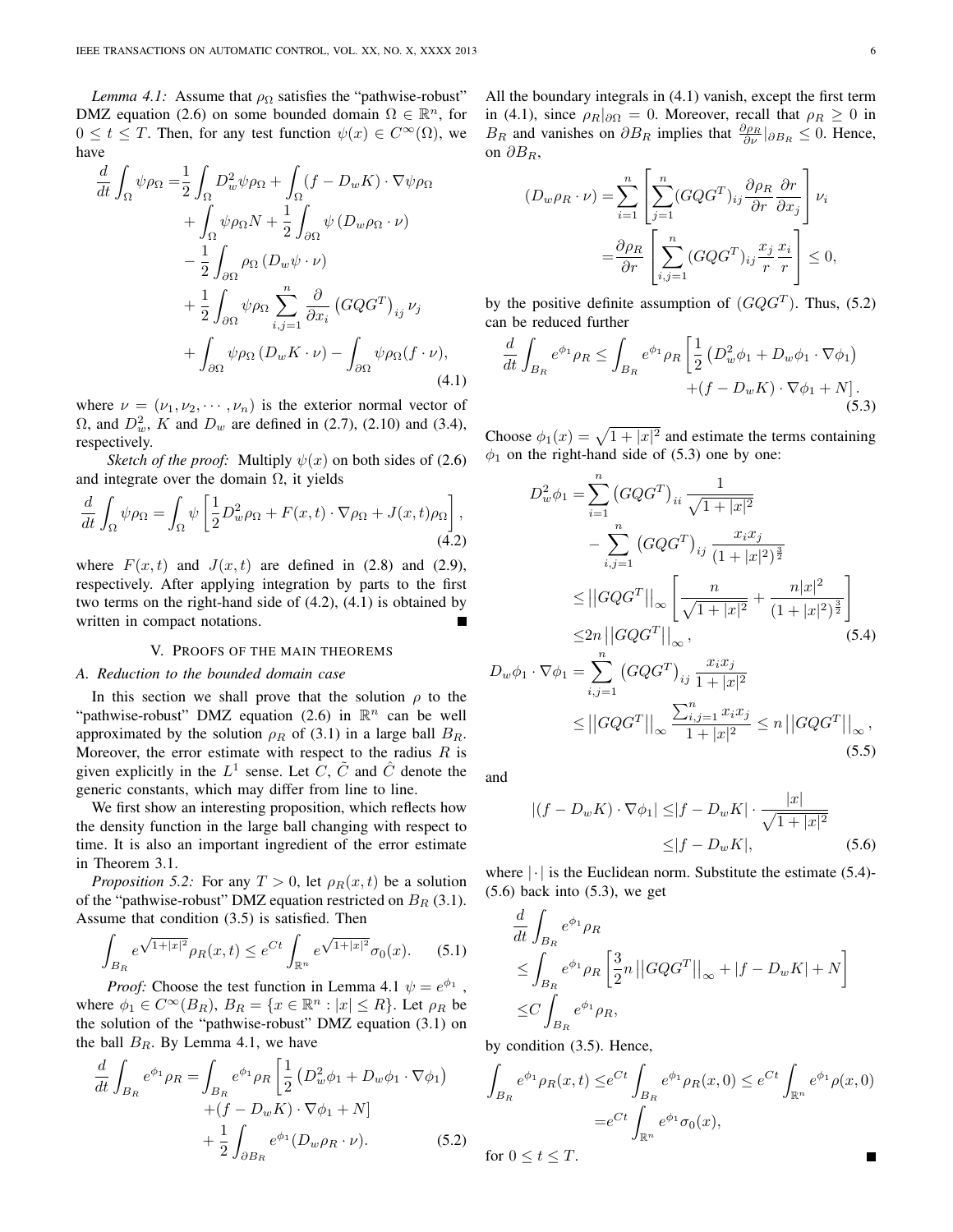*Lemma 4.1:* Assume that $\rho_\Omega$ satisfies the "pathwise-robust" DMZ equation (2.6) on some bounded domain $\Omega \in \mathbb{R}^n$, for $0 \leq t \leq T$. Then, for any test function $\psi(x) \in C^\infty(\Omega)$, we have

$$
\begin{aligned}
\frac{d}{dt}\int_\Omega \psi\rho_\Omega =& \frac{1}{2}\int_\Omega D_w^2\psi\rho_\Omega + \int_\Omega (f - D_w K)\cdot\nabla\psi\rho_\Omega \\
&+ \int_\Omega \psi\rho_\Omega N + \frac{1}{2}\int_{\partial\Omega}\psi\left(D_w\rho_\Omega\cdot\nu\right) \\
&- \frac{1}{2}\int_{\partial\Omega}\rho_\Omega\left(D_w\psi\cdot\nu\right) \\
&+ \frac{1}{2}\int_{\partial\Omega}\psi\rho_\Omega\sum_{i,j=1}^n\frac{\partial}{\partial x_i}\left(GQG^T\right)_{ij}\nu_j \\
&+ \int_{\partial\Omega}\psi\rho_\Omega\left(D_w K\cdot\nu\right) - \int_{\partial\Omega}\psi\rho_\Omega(f\cdot\nu),
\end{aligned}
\tag{4.1}
$$

where $\nu = (\nu_1, \nu_2, \cdots, \nu_n)$ is the exterior normal vector of $\Omega$, and $D_w^2$, $K$ and $D_w$ are defined in (2.7), (2.10) and (3.4), respectively.

*Sketch of the proof:* Multiply $\psi(x)$ on both sides of (2.6) and integrate over the domain $\Omega$, it yields

$$
\frac{d}{dt}\int_\Omega \psi\rho_\Omega = \int_\Omega \psi\left[\frac{1}{2}D_w^2\rho_\Omega + F(x,t)\cdot\nabla\rho_\Omega + J(x,t)\rho_\Omega\right],
\tag{4.2}
$$

where $F(x,t)$ and $J(x,t)$ are defined in (2.8) and (2.9), respectively. After applying integration by parts to the first two terms on the right-hand side of (4.2), (4.1) is obtained by written in compact notations. ∎

## V. Proofs of the main theorems

### A. Reduction to the bounded domain case

In this section we shall prove that the solution $\rho$ to the "pathwise-robust" DMZ equation (2.6) in $\mathbb{R}^n$ can be well approximated by the solution $\rho_R$ of (3.1) in a large ball $B_R$. Moreover, the error estimate with respect to the radius $R$ is given explicitly in the $L^1$ sense. Let $C$, $\tilde{C}$ and $\hat{C}$ denote the generic constants, which may differ from line to line.

We first show an interesting proposition, which reflects how the density function in the large ball changing with respect to time. It is also an important ingredient of the error estimate in Theorem 3.1.

*Proposition 5.2:* For any $T > 0$, let $\rho_R(x,t)$ be a solution of the "pathwise-robust" DMZ equation restricted on $B_R$ (3.1). Assume that condition (3.5) is satisfied. Then

$$
\int_{B_R} e^{\sqrt{1+|x|^2}}\rho_R(x,t) \leq e^{Ct}\int_{\mathbb{R}^n} e^{\sqrt{1+|x|^2}}\sigma_0(x).
\tag{5.1}
$$

*Proof:* Choose the test function in Lemma 4.1 $\psi = e^{\phi_1}$, where $\phi_1 \in C^\infty(B_R)$, $B_R = \{x \in \mathbb{R}^n : |x| \leq R\}$. Let $\rho_R$ be the solution of the "pathwise-robust" DMZ equation (3.1) on the ball $B_R$. By Lemma 4.1, we have

$$
\begin{aligned}
\frac{d}{dt}\int_{B_R} e^{\phi_1}\rho_R =& \int_{B_R} e^{\phi_1}\rho_R\left[\frac{1}{2}\left(D_w^2\phi_1 + D_w\phi_1\cdot\nabla\phi_1\right)\right. \\
&\left.+ (f - D_w K)\cdot\nabla\phi_1 + N\right] \\
&+ \frac{1}{2}\int_{\partial B_R} e^{\phi_1}(D_w\rho_R\cdot\nu).
\end{aligned}
\tag{5.2}
$$

All the boundary integrals in (4.1) vanish, except the first term in (4.1), since $\rho_R|_{\partial\Omega} = 0$. Moreover, recall that $\rho_R \geq 0$ in $B_R$ and vanishes on $\partial B_R$ implies that $\frac{\partial\rho_R}{\partial\nu}|_{\partial B_R} \leq 0$. Hence, on $\partial B_R$,

$$
\begin{aligned}
(D_w\rho_R\cdot\nu) =& \sum_{i=1}^n\left[\sum_{j=1}^n (GQG^T)_{ij}\frac{\partial\rho_R}{\partial r}\frac{\partial r}{\partial x_j}\right]\nu_i \\
=& \frac{\partial\rho_R}{\partial r}\left[\sum_{i,j=1}^n (GQG^T)_{ij}\frac{x_j}{r}\frac{x_i}{r}\right] \leq 0,
\end{aligned}
$$

by the positive definite assumption of $(GQG^T)$. Thus, (5.2) can be reduced further

$$
\begin{aligned}
\frac{d}{dt}\int_{B_R} e^{\phi_1}\rho_R \leq& \int_{B_R} e^{\phi_1}\rho_R\left[\frac{1}{2}\left(D_w^2\phi_1 + D_w\phi_1\cdot\nabla\phi_1\right)\right. \\
&\left.+ (f - D_w K)\cdot\nabla\phi_1 + N\right].
\end{aligned}
\tag{5.3}
$$

Choose $\phi_1(x) = \sqrt{1+|x|^2}$ and estimate the terms containing $\phi_1$ on the right-hand side of (5.3) one by one:

$$
\begin{aligned}
D_w^2\phi_1 =& \sum_{i=1}^n\left(GQG^T\right)_{ii}\frac{1}{\sqrt{1+|x|^2}} \\
&- \sum_{i,j=1}^n\left(GQG^T\right)_{ij}\frac{x_i x_j}{(1+|x|^2)^{\frac{3}{2}}} \\
\leq& \left|\left|GQG^T\right|\right|_\infty\left[\frac{n}{\sqrt{1+|x|^2}} + \frac{n|x|^2}{(1+|x|^2)^{\frac{3}{2}}}\right] \\
\leq& 2n\left|\left|GQG^T\right|\right|_\infty,
\end{aligned}
\tag{5.4}
$$

$$
\begin{aligned}
D_w\phi_1\cdot\nabla\phi_1 =& \sum_{i,j=1}^n\left(GQG^T\right)_{ij}\frac{x_i x_j}{1+|x|^2} \\
\leq& \left|\left|GQG^T\right|\right|_\infty\frac{\sum_{i,j=1}^n x_i x_j}{1+|x|^2} \leq n\left|\left|GQG^T\right|\right|_\infty,
\end{aligned}
\tag{5.5}
$$

and

$$
\begin{aligned}
|(f - D_w K)\cdot\nabla\phi_1| \leq& |f - D_w K|\cdot\frac{|x|}{\sqrt{1+|x|^2}} \\
\leq& |f - D_w K|,
\end{aligned}
\tag{5.6}
$$

where $|\cdot|$ is the Euclidean norm. Substitute the estimate (5.4)-(5.6) back into (5.3), we get

$$
\begin{aligned}
&\frac{d}{dt}\int_{B_R} e^{\phi_1}\rho_R \\
\leq& \int_{B_R} e^{\phi_1}\rho_R\left[\frac{3}{2}n\left|\left|GQG^T\right|\right|_\infty + |f - D_w K| + N\right] \\
\leq& C\int_{B_R} e^{\phi_1}\rho_R,
\end{aligned}
$$

by condition (3.5). Hence,

$$
\begin{aligned}
\int_{B_R} e^{\phi_1}\rho_R(x,t) \leq& e^{Ct}\int_{B_R} e^{\phi_1}\rho_R(x,0) \leq e^{Ct}\int_{\mathbb{R}^n} e^{\phi_1}\rho(x,0) \\
=& e^{Ct}\int_{\mathbb{R}^n} e^{\phi_1}\sigma_0(x),
\end{aligned}
$$

for $0 \leq t \leq T$. ∎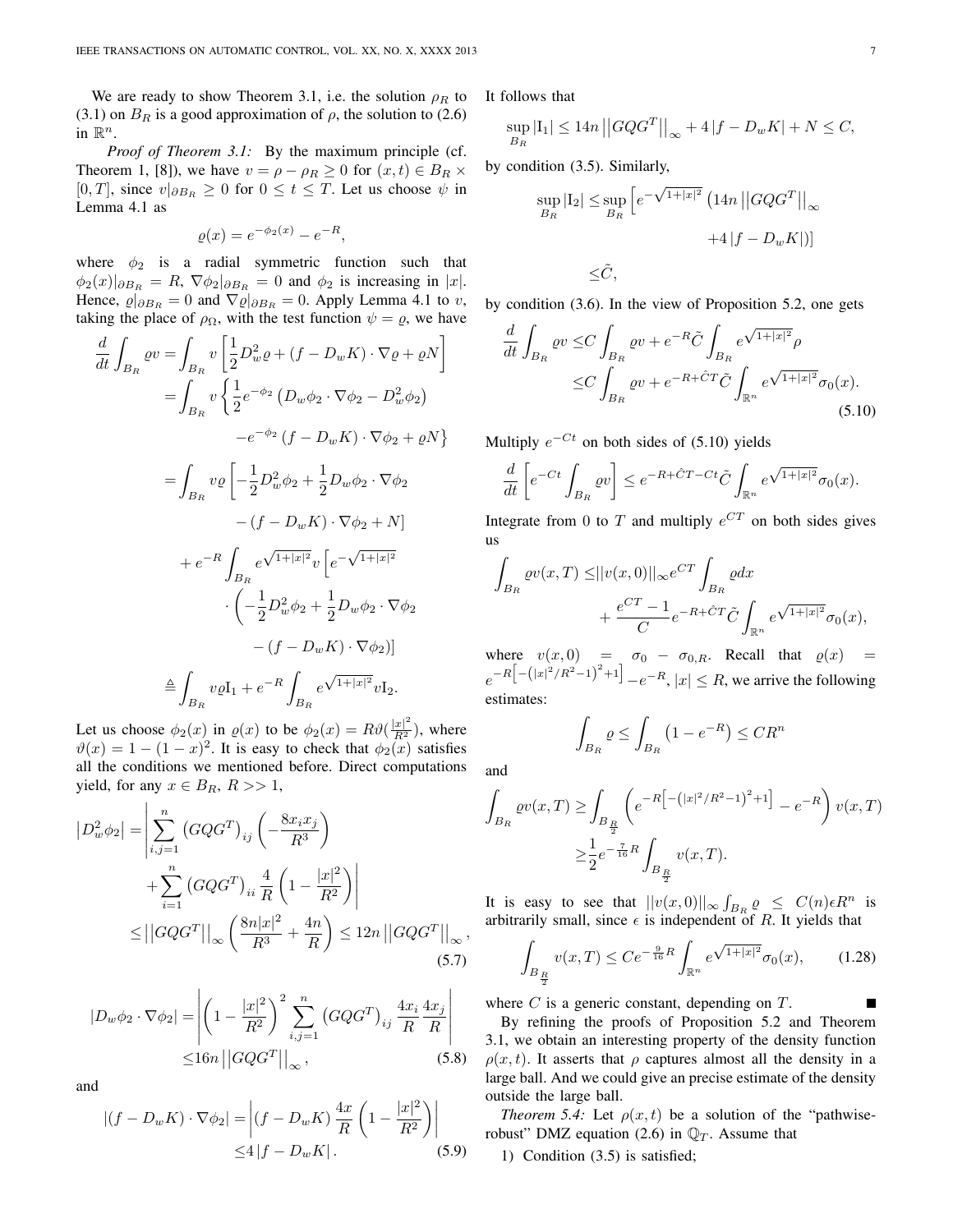We are ready to show Theorem 3.1, i.e. the solution $\rho_R$ to (3.1) on $B_R$ is a good approximation of $\rho$, the solution to (2.6) in $\mathbb{R}^n$.

*Proof of Theorem 3.1:* By the maximum principle (cf. Theorem 1, [8]), we have $v = \rho - \rho_R \geq 0$ for $(x,t) \in B_R \times [0,T]$, since $v|_{\partial B_R} \geq 0$ for $0 \leq t \leq T$. Let us choose $\psi$ in Lemma 4.1 as

$$\varrho(x) = e^{-\phi_2(x)} - e^{-R},$$

where $\phi_2$ is a radial symmetric function such that $\phi_2(x)|_{\partial B_R} = R$, $\nabla\phi_2|_{\partial B_R} = 0$ and $\phi_2$ is increasing in $|x|$. Hence, $\varrho|_{\partial B_R} = 0$ and $\nabla\varrho|_{\partial B_R} = 0$. Apply Lemma 4.1 to $v$, taking the place of $\rho_\Omega$, with the test function $\psi = \varrho$, we have

$$
\begin{aligned}
\frac{d}{dt}\int_{B_R} \varrho v =& \int_{B_R} v\left[\frac{1}{2}D_w^2\varrho + (f - D_wK)\cdot\nabla\varrho + \varrho N\right]\\
=& \int_{B_R} v\left\{\frac{1}{2}e^{-\phi_2}\left(D_w\phi_2\cdot\nabla\phi_2 - D_w^2\phi_2\right)\right.\\
&\left. - e^{-\phi_2}\left(f - D_wK\right)\cdot\nabla\phi_2 + \varrho N\right\}\\
=& \int_{B_R} v\varrho\left[-\frac{1}{2}D_w^2\phi_2 + \frac{1}{2}D_w\phi_2\cdot\nabla\phi_2\right.\\
&\left. - (f - D_wK)\cdot\nabla\phi_2 + N\right]\\
&+ e^{-R}\int_{B_R} e^{\sqrt{1+|x|^2}} v\left[e^{-\sqrt{1+|x|^2}}\right.\\
&\cdot\left(-\frac{1}{2}D_w^2\phi_2 + \frac{1}{2}D_w\phi_2\cdot\nabla\phi_2\right.\\
&\left.\left. - (f - D_wK)\cdot\nabla\phi_2\right)\right]\\
\triangleq& \int_{B_R} v\varrho \mathrm{I}_1 + e^{-R}\int_{B_R} e^{\sqrt{1+|x|^2}} v\mathrm{I}_2.
\end{aligned}
$$

Let us choose $\phi_2(x)$ in $\varrho(x)$ to be $\phi_2(x) = R\vartheta(\frac{|x|^2}{R^2})$, where $\vartheta(x) = 1 - (1-x)^2$. It is easy to check that $\phi_2(x)$ satisfies all the conditions we mentioned before. Direct computations yield, for any $x \in B_R$, $R >> 1$,

$$
\begin{aligned}
\left|D_w^2\phi_2\right| =& \left|\sum_{i,j=1}^n \left(GQG^T\right)_{ij}\left(-\frac{8x_ix_j}{R^3}\right)\right.\\
&\left. + \sum_{i=1}^n \left(GQG^T\right)_{ii}\frac{4}{R}\left(1 - \frac{|x|^2}{R^2}\right)\right|\\
\leq& \left\|GQG^T\right\|_\infty\left(\frac{8n|x|^2}{R^3} + \frac{4n}{R}\right) \leq 12n\left\|GQG^T\right\|_\infty,
\end{aligned}
\tag{5.7}
$$

$$
\begin{aligned}
|D_w\phi_2\cdot\nabla\phi_2| =& \left|\left(1 - \frac{|x|^2}{R^2}\right)^2\sum_{i,j=1}^n \left(GQG^T\right)_{ij}\frac{4x_i}{R}\frac{4x_j}{R}\right|\\
\leq& 16n\left\|GQG^T\right\|_\infty,
\end{aligned}
\tag{5.8}
$$

and

$$
\begin{aligned}
|(f - D_wK)\cdot\nabla\phi_2| =& \left|(f - D_wK)\frac{4x}{R}\left(1 - \frac{|x|^2}{R^2}\right)\right|\\
\leq& 4\left|f - D_wK\right|.
\end{aligned}
\tag{5.9}
$$

It follows that

$$
\sup_{B_R}|\mathrm{I}_1| \leq 14n\left\|GQG^T\right\|_\infty + 4\left|f - D_wK\right| + N \leq C,
$$

by condition (3.5). Similarly,

$$
\begin{aligned}
\sup_{B_R}|\mathrm{I}_2| \leq& \sup_{B_R}\left[e^{-\sqrt{1+|x|^2}}\left(14n\left\|GQG^T\right\|_\infty\right.\right.\\
&\left.\left. + 4\left|f - D_wK\right|\right)\right]\\
\leq& \tilde{C},
\end{aligned}
$$

by condition (3.6). In the view of Proposition 5.2, one gets

$$
\begin{aligned}
\frac{d}{dt}\int_{B_R}\varrho v \leq& C\int_{B_R}\varrho v + e^{-R}\tilde{C}\int_{B_R} e^{\sqrt{1+|x|^2}}\rho\\
\leq& C\int_{B_R}\varrho v + e^{-R+\hat{C}T}\tilde{C}\int_{\mathbb{R}^n} e^{\sqrt{1+|x|^2}}\sigma_0(x).
\end{aligned}
\tag{5.10}
$$

Multiply $e^{-Ct}$ on both sides of (5.10) yields

$$
\frac{d}{dt}\left[e^{-Ct}\int_{B_R}\varrho v\right] \leq e^{-R+\hat{C}T-Ct}\tilde{C}\int_{\mathbb{R}^n} e^{\sqrt{1+|x|^2}}\sigma_0(x).
$$

Integrate from 0 to $T$ and multiply $e^{CT}$ on both sides gives us

$$
\begin{aligned}
\int_{B_R}\varrho v(x,T) \leq& ||v(x,0)||_\infty e^{CT}\int_{B_R}\varrho dx\\
&+ \frac{e^{CT}-1}{C}e^{-R+\hat{C}T}\tilde{C}\int_{\mathbb{R}^n} e^{\sqrt{1+|x|^2}}\sigma_0(x),
\end{aligned}
$$

where $v(x,0) = \sigma_0 - \sigma_{0,R}$. Recall that $\varrho(x) = e^{-R\left[-\left(|x|^2/R^2-1\right)^2+1\right]} - e^{-R}$, $|x| \leq R$, we arrive the following estimates:

$$
\int_{B_R}\varrho \leq \int_{B_R}\left(1 - e^{-R}\right) \leq CR^n
$$

and

$$
\begin{aligned}
\int_{B_R}\varrho v(x,T) \geq& \int_{B_{\frac{R}{2}}}\left(e^{-R\left[-\left(|x|^2/R^2-1\right)^2+1\right]} - e^{-R}\right)v(x,T)\\
\geq& \frac{1}{2}e^{-\frac{7}{16}R}\int_{B_{\frac{R}{2}}} v(x,T).
\end{aligned}
$$

It is easy to see that $||v(x,0)||_\infty\int_{B_R}\varrho \leq C(n)\epsilon R^n$ is arbitrarily small, since $\epsilon$ is independent of $R$. It yields that

$$
\int_{B_{\frac{R}{2}}} v(x,T) \leq Ce^{-\frac{9}{16}R}\int_{\mathbb{R}^n} e^{\sqrt{1+|x|^2}}\sigma_0(x), \tag{1.28}
$$

where $C$ is a generic constant, depending on $T$. ∎

By refining the proofs of Proposition 5.2 and Theorem 3.1, we obtain an interesting property of the density function $\rho(x,t)$. It asserts that $\rho$ captures almost all the density in a large ball. And we could give an precise estimate of the density outside the large ball.

*Theorem 5.4:* Let $\rho(x,t)$ be a solution of the "pathwise-robust" DMZ equation (2.6) in $\mathbb{Q}_T$. Assume that

1) Condition (3.5) is satisfied;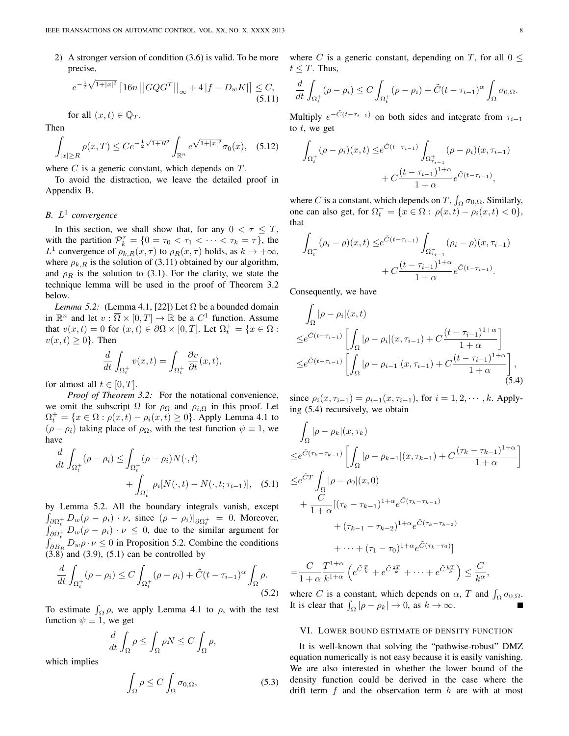2) A stronger version of condition (3.6) is valid. To be more precise,

$$e^{-\frac{1}{2}\sqrt{1+|x|^2}}\left[16n\left\|GQG^T\right\|_\infty + 4\left|f - D_w K\right|\right] \le C, \quad (5.11)$$

for all $(x,t) \in \mathbb{Q}_T$.

Then

$$\int_{|x|\ge R} \rho(x,T) \le C e^{-\frac{1}{2}\sqrt{1+R^2}} \int_{\mathbb{R}^n} e^{\sqrt{1+|x|^2}} \sigma_0(x), \quad (5.12)$$

where $C$ is a generic constant, which depends on $T$.

To avoid the distraction, we leave the detailed proof in Appendix B.

### B. $L^1$ convergence

In this section, we shall show that, for any $0 < \tau \le T$, with the partition $\mathcal{P}_k^\tau = \{0 = \tau_0 < \tau_1 < \cdots < \tau_k = \tau\}$, the $L^1$ convergence of $\rho_{k,R}(x,\tau)$ to $\rho_R(x,\tau)$ holds, as $k \to +\infty$, where $\rho_{k,R}$ is the solution of (3.11) obtained by our algorithm, and $\rho_R$ is the solution to (3.1). For the clarity, we state the technique lemma will be used in the proof of Theorem 3.2 below.

*Lemma 5.2:* (Lemma 4.1, [22]) Let $\Omega$ be a bounded domain in $\mathbb{R}^n$ and let $v : \overline{\Omega} \times [0,T] \to \mathbb{R}$ be a $C^1$ function. Assume that $v(x,t) = 0$ for $(x,t) \in \partial\Omega \times [0,T]$. Let $\Omega_t^+ = \{x \in \Omega : v(x,t) \ge 0\}$. Then

$$\frac{d}{dt}\int_{\Omega_t^+} v(x,t) = \int_{\Omega_t^+} \frac{\partial v}{\partial t}(x,t),$$

for almost all $t \in [0,T]$.

*Proof of Theorem 3.2:* For the notational convenience, we omit the subscript $\Omega$ for $\rho_\Omega$ and $\rho_{i,\Omega}$ in this proof. Let $\Omega_t^+ = \{x \in \Omega : \rho(x,t) - \rho_i(x,t) \ge 0\}$. Apply Lemma 4.1 to $(\rho - \rho_i)$ taking place of $\rho_\Omega$, with the test function $\psi \equiv 1$, we have

$$\frac{d}{dt}\int_{\Omega_t^+}(\rho - \rho_i) \le \int_{\Omega_t^+}(\rho - \rho_i)N(\cdot,t) + \int_{\Omega_t^+}\rho_i[N(\cdot,t) - N(\cdot,t;\tau_{i-1})], \quad (5.1)$$

by Lemma 5.2. All the boundary integrals vanish, except $\int_{\partial\Omega_t^+} D_w(\rho - \rho_i)\cdot\nu$, since $(\rho - \rho_i)|_{\partial\Omega_t^+} = 0$. Moreover, $\int_{\partial\Omega_t^+} D_w(\rho - \rho_i)\cdot\nu \le 0$, due to the similar argument for $\int_{\partial B_R} D_w\rho\cdot\nu \le 0$ in Proposition 5.2. Combine the conditions (3.8) and (3.9), (5.1) can be controlled by

$$\frac{d}{dt}\int_{\Omega_t^+}(\rho - \rho_i) \le C\int_{\Omega_t^+}(\rho - \rho_i) + \tilde{C}(t - \tau_{i-1})^\alpha \int_\Omega \rho. \quad (5.2)$$

To estimate $\int_\Omega \rho$, we apply Lemma 4.1 to $\rho$, with the test function $\psi \equiv 1$, we get

$$\frac{d}{dt}\int_\Omega \rho \le \int_\Omega \rho N \le C\int_\Omega \rho,$$

which implies

$$\int_\Omega \rho \le C\int_\Omega \sigma_{0,\Omega}, \quad (5.3)$$

where $C$ is a generic constant, depending on $T$, for all $0 \le t \le T$. Thus,

$$\frac{d}{dt}\int_{\Omega_t^+}(\rho - \rho_i) \le C\int_{\Omega_t^+}(\rho - \rho_i) + \tilde{C}(t - \tau_{i-1})^\alpha \int_\Omega \sigma_{0,\Omega}.$$

Multiply $e^{-\tilde{C}(t-\tau_{i-1})}$ on both sides and integrate from $\tau_{i-1}$ to $t$, we get

$$\int_{\Omega_t^+}(\rho - \rho_i)(x,t) \le e^{\tilde{C}(t-\tau_{i-1})}\int_{\Omega_{\tau_{i-1}}^+}(\rho - \rho_i)(x,\tau_{i-1}) + C\frac{(t-\tau_{i-1})^{1+\alpha}}{1+\alpha}e^{\tilde{C}(t-\tau_{i-1})},$$

where $C$ is a constant, which depends on $T$, $\int_\Omega \sigma_{0,\Omega}$. Similarly, one can also get, for $\Omega_t^- = \{x \in \Omega : \rho(x,t) - \rho_i(x,t) < 0\}$, that

$$\int_{\Omega_t^-}(\rho_i - \rho)(x,t) \le e^{\tilde{C}(t-\tau_{i-1})}\int_{\Omega_{\tau_{i-1}}^-}(\rho_i - \rho)(x,\tau_{i-1}) + C\frac{(t-\tau_{i-1})^{1+\alpha}}{1+\alpha}e^{\tilde{C}(t-\tau_{i-1})}.$$

Consequently, we have

$$\begin{aligned}
&\int_\Omega |\rho - \rho_i|(x,t) \\
\le& e^{\tilde{C}(t-\tau_{i-1})}\left[\int_\Omega |\rho - \rho_i|(x,\tau_{i-1}) + C\frac{(t-\tau_{i-1})^{1+\alpha}}{1+\alpha}\right] \\
\le& e^{\tilde{C}(t-\tau_{i-1})}\left[\int_\Omega |\rho - \rho_{i-1}|(x,\tau_{i-1}) + C\frac{(t-\tau_{i-1})^{1+\alpha}}{1+\alpha}\right],
\end{aligned} \quad (5.4)$$

since $\rho_i(x,\tau_{i-1}) = \rho_{i-1}(x,\tau_{i-1})$, for $i = 1, 2, \cdots, k$. Applying (5.4) recursively, we obtain

$$\begin{aligned}
&\int_\Omega |\rho - \rho_k|(x,\tau_k) \\
\le& e^{\tilde{C}(\tau_k-\tau_{k-1})}\left[\int_\Omega |\rho - \rho_{k-1}|(x,\tau_{k-1}) + C\frac{(\tau_k-\tau_{k-1})^{1+\alpha}}{1+\alpha}\right] \\
\le& e^{\tilde{C}T}\int_\Omega |\rho - \rho_0|(x,0) \\
&+ \frac{C}{1+\alpha}[(\tau_k-\tau_{k-1})^{1+\alpha}e^{\tilde{C}(\tau_k-\tau_{k-1})} \\
&\quad + (\tau_{k-1}-\tau_{k-2})^{1+\alpha}e^{\tilde{C}(\tau_k-\tau_{k-2})} \\
&\quad + \cdots + (\tau_1-\tau_0)^{1+\alpha}e^{\tilde{C}(\tau_k-\tau_0)}] \\
=& \frac{C}{1+\alpha}\frac{T^{1+\alpha}}{k^{1+\alpha}}\left(e^{\tilde{C}\frac{T}{k}} + e^{\tilde{C}\frac{2T}{k}} + \cdots + e^{\tilde{C}\frac{kT}{k}}\right) \le \frac{C}{k^\alpha},
\end{aligned}$$

where $C$ is a constant, which depends on $\alpha$, $T$ and $\int_\Omega \sigma_{0,\Omega}$. It is clear that $\int_\Omega |\rho - \rho_k| \to 0$, as $k \to \infty$. ∎

## VI. Lower bound estimate of density function

It is well-known that solving the "pathwise-robust" DMZ equation numerically is not easy because it is easily vanishing. We are also interested in whether the lower bound of the density function could be derived in the case where the drift term $f$ and the observation term $h$ are with at most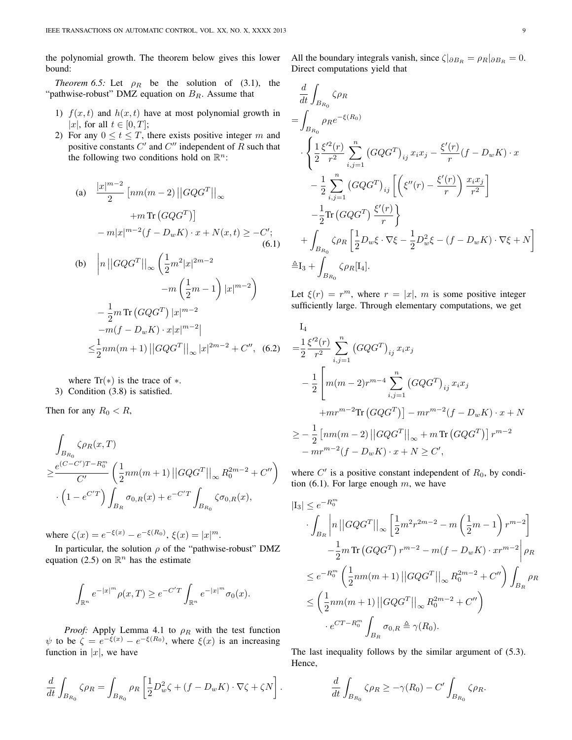the polynomial growth. The theorem below gives this lower bound:

*Theorem 6.5:* Let $\rho_R$ be the solution of (3.1), the "pathwise-robust" DMZ equation on $B_R$. Assume that

1) $f(x,t)$ and $h(x,t)$ have at most polynomial growth in $|x|$, for all $t \in [0,T]$;
2) For any $0 \le t \le T$, there exists positive integer $m$ and positive constants $C'$ and $C''$ independent of $R$ such that the following two conditions hold on $\mathbb{R}^n$:

$$
\begin{aligned}
\text{(a)}\quad & \frac{|x|^{m-2}}{2}\left[nm(m-2)\left\|GQG^T\right\|_\infty + m\,\mathrm{Tr}\left(GQG^T\right)\right] \\
& - m|x|^{m-2}(f-D_wK)\cdot x + N(x,t) \ge -C'; \qquad (6.1)
\end{aligned}
$$

$$
\begin{aligned}
\text{(b)}\quad & \Bigg| n\left\|GQG^T\right\|_\infty\left(\frac{1}{2}m^2|x|^{2m-2} - m\left(\frac{1}{2}m-1\right)|x|^{m-2}\right) \\
& - \frac{1}{2}m\,\mathrm{Tr}\left(GQG^T\right)|x|^{m-2} \\
& - m(f-D_wK)\cdot x|x|^{m-2}\Bigg| \\
\le & \frac{1}{2}nm(m+1)\left\|GQG^T\right\|_\infty|x|^{2m-2} + C'', \qquad (6.2)
\end{aligned}
$$

where $\mathrm{Tr}(*)$ is the trace of $*$.
3) Condition (3.8) is satisfied.

Then for any $R_0 < R$,

$$
\begin{aligned}
& \int_{B_{R_0}} \zeta\rho_R(x,T) \\
\ge & \frac{e^{(C-C')T-R_0^m}}{C'}\left(\frac{1}{2}nm(m+1)\left\|GQG^T\right\|_\infty R_0^{2m-2} + C''\right) \\
& \cdot\left(1-e^{C'T}\right)\int_{B_R}\sigma_{0,R}(x) + e^{-C'T}\int_{B_{R_0}}\zeta\sigma_{0,R}(x),
\end{aligned}
$$

where $\zeta(x) = e^{-\xi(x)} - e^{-\xi(R_0)}$, $\xi(x) = |x|^m$.

In particular, the solution $\rho$ of the "pathwise-robust" DMZ equation (2.5) on $\mathbb{R}^n$ has the estimate

$$
\int_{\mathbb{R}^n} e^{-|x|^m}\rho(x,T) \ge e^{-C'T}\int_{\mathbb{R}^n} e^{-|x|^m}\sigma_0(x).
$$

*Proof:* Apply Lemma 4.1 to $\rho_R$ with the test function $\psi$ to be $\zeta = e^{-\xi(x)} - e^{-\xi(R_0)}$, where $\xi(x)$ is an increasing function in $|x|$, we have

$$
\frac{d}{dt}\int_{B_{R_0}}\zeta\rho_R = \int_{B_{R_0}}\rho_R\left[\frac{1}{2}D_w^2\zeta + (f-D_wK)\cdot\nabla\zeta + \zeta N\right].
$$

All the boundary integrals vanish, since $\zeta|_{\partial B_R} = \rho_R|_{\partial B_R} = 0$. Direct computations yield that

$$
\begin{aligned}
& \frac{d}{dt}\int_{B_{R_0}}\zeta\rho_R \\
= & \int_{B_{R_0}}\rho_R e^{-\xi(R_0)} \\
& \cdot\Bigg\{\frac{1}{2}\frac{\xi'^2(r)}{r^2}\sum_{i,j=1}^n\left(GQG^T\right)_{ij}x_ix_j - \frac{\xi'(r)}{r}(f-D_wK)\cdot x \\
& - \frac{1}{2}\sum_{i,j=1}^n\left(GQG^T\right)_{ij}\left[\left(\xi''(r) - \frac{\xi'(r)}{r}\right)\frac{x_ix_j}{r^2}\right] \\
& - \frac{1}{2}\mathrm{Tr}\left(GQG^T\right)\frac{\xi'(r)}{r}\Bigg\} \\
& + \int_{B_{R_0}}\zeta\rho_R\left[\frac{1}{2}D_w\xi\cdot\nabla\xi - \frac{1}{2}D_w^2\xi - (f-D_wK)\cdot\nabla\xi + N\right] \\
\triangleq & \mathrm{I}_3 + \int_{B_{R_0}}\zeta\rho_R[\mathrm{I}_4].
\end{aligned}
$$

Let $\xi(r) = r^m$, where $r = |x|$, $m$ is some positive integer sufficiently large. Through elementary computations, we get

$$
\begin{aligned}
& \mathrm{I}_4 \\
= & \frac{1}{2}\frac{\xi'^2(r)}{r^2}\sum_{i,j=1}^n\left(GQG^T\right)_{ij}x_ix_j \\
& - \frac{1}{2}\Bigg[m(m-2)r^{m-4}\sum_{i,j=1}^n\left(GQG^T\right)_{ij}x_ix_j \\
& + mr^{m-2}\mathrm{Tr}\left(GQG^T\right)\Bigg] - mr^{m-2}(f-D_wK)\cdot x + N \\
\ge & -\frac{1}{2}\left[nm(m-2)\left\|GQG^T\right\|_\infty + m\,\mathrm{Tr}\left(GQG^T\right)\right]r^{m-2} \\
& - mr^{m-2}(f-D_wK)\cdot x + N \ge C',
\end{aligned}
$$

where $C'$ is a positive constant independent of $R_0$, by condition (6.1). For large enough $m$, we have

$$
\begin{aligned}
|\mathrm{I}_3| \le & e^{-R_0^m} \\
& \cdot\int_{B_R}\Bigg|n\left\|GQG^T\right\|_\infty\left[\frac{1}{2}m^2r^{2m-2} - m\left(\frac{1}{2}m-1\right)r^{m-2}\right] \\
& - \frac{1}{2}m\,\mathrm{Tr}\left(GQG^T\right)r^{m-2} - m(f-D_wK)\cdot xr^{m-2}\Bigg|\rho_R \\
\le & e^{-R_0^m}\left(\frac{1}{2}nm(m+1)\left\|GQG^T\right\|_\infty R_0^{2m-2} + C''\right)\int_{B_R}\rho_R \\
\le & \left(\frac{1}{2}nm(m+1)\left\|GQG^T\right\|_\infty R_0^{2m-2} + C''\right) \\
& \cdot e^{CT-R_0^m}\int_{B_R}\sigma_{0,R} \triangleq \gamma(R_0).
\end{aligned}
$$

The last inequality follows by the similar argument of (5.3). Hence,

$$
\frac{d}{dt}\int_{B_{R_0}}\zeta\rho_R \ge -\gamma(R_0) - C'\int_{B_{R_0}}\zeta\rho_R.
$$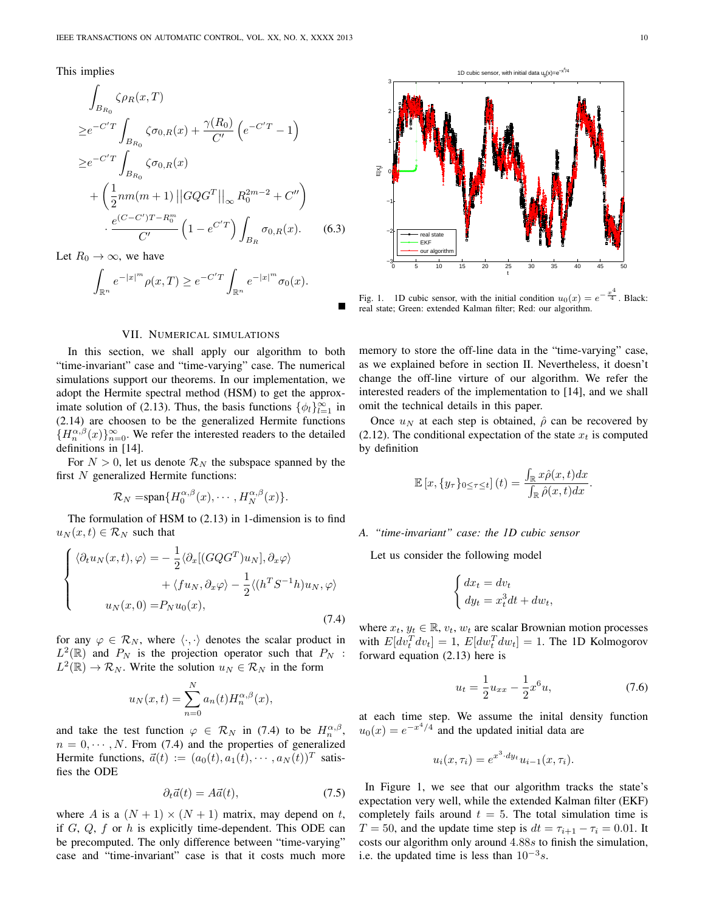This implies

$$
\begin{aligned}
&\int_{B_{R_0}} \zeta\rho_R(x,T) \\
\geq & e^{-C'T}\int_{B_{R_0}} \zeta\sigma_{0,R}(x) + \frac{\gamma(R_0)}{C'}\left(e^{-C'T}-1\right) \\
\geq & e^{-C'T}\int_{B_{R_0}} \zeta\sigma_{0,R}(x) \\
&+ \left(\frac{1}{2}nm(m+1)\left|\left|GQG^T\right|\right|_\infty R_0^{2m-2} + C''\right) \\
&\cdot \frac{e^{(C-C')T-R_0^m}}{C'}\left(1-e^{C'T}\right)\int_{B_R}\sigma_{0,R}(x). \qquad (6.3)
\end{aligned}
$$

Let $R_0 \to \infty$, we have

$$
\int_{\mathbb{R}^n} e^{-|x|^m}\rho(x,T) \geq e^{-C'T}\int_{\mathbb{R}^n} e^{-|x|^m}\sigma_0(x).
$$

■

## VII. Numerical simulations

In this section, we shall apply our algorithm to both "time-invariant" case and "time-varying" case. The numerical simulations support our theorems. In our implementation, we adopt the Hermite spectral method (HSM) to get the approximate solution of (2.13). Thus, the basis functions $\{\phi_l\}_{l=1}^\infty$ in (2.14) are choosen to be the generalized Hermite functions $\{H_n^{\alpha,\beta}(x)\}_{n=0}^\infty$. We refer the interested readers to the detailed definitions in [14].

For $N > 0$, let us denote $\mathcal{R}_N$ the subspace spanned by the first $N$ generalized Hermite functions:

$$
\mathcal{R}_N = \text{span}\{H_0^{\alpha,\beta}(x), \cdots, H_N^{\alpha,\beta}(x)\}.
$$

The formulation of HSM to (2.13) in 1-dimension is to find $u_N(x,t) \in \mathcal{R}_N$ such that

$$
\begin{cases}
\langle \partial_t u_N(x,t), \varphi\rangle = -\dfrac{1}{2}\langle \partial_x[(GQG^T)u_N], \partial_x\varphi\rangle \\
\qquad\qquad + \langle fu_N, \partial_x\varphi\rangle - \dfrac{1}{2}\langle (h^TS^{-1}h)u_N, \varphi\rangle \\
\quad u_N(x,0) = P_N u_0(x),
\end{cases} \qquad (7.4)
$$

for any $\varphi \in \mathcal{R}_N$, where $\langle\cdot,\cdot\rangle$ denotes the scalar product in $L^2(\mathbb{R})$ and $P_N$ is the projection operator such that $P_N : L^2(\mathbb{R}) \to \mathcal{R}_N$. Write the solution $u_N \in \mathcal{R}_N$ in the form

$$
u_N(x,t) = \sum_{n=0}^N a_n(t)H_n^{\alpha,\beta}(x),
$$

and take the test function $\varphi \in \mathcal{R}_N$ in (7.4) to be $H_n^{\alpha,\beta}$, $n = 0, \cdots, N$. From (7.4) and the properties of generalized Hermite functions, $\vec{a}(t) := (a_0(t), a_1(t), \cdots, a_N(t))^T$ satisfies the ODE

$$
\partial_t\vec{a}(t) = A\vec{a}(t), \qquad (7.5)
$$

where $A$ is a $(N+1)\times(N+1)$ matrix, may depend on $t$, if $G$, $Q$, $f$ or $h$ is explicitly time-dependent. This ODE can be precomputed. The only difference between "time-varying" case and "time-invariant" case is that it costs much more memory to store the off-line data in the "time-varying" case, as we explained before in section II. Nevertheless, it doesn't change the off-line virtue of our algorithm. We refer the interested readers of the implementation to [14], and we shall omit the technical details in this paper.

Once $u_N$ at each step is obtained, $\hat{\rho}$ can be recovered by (2.12). The conditional expectation of the state $x_t$ is computed by definition

$$
\mathbb{E}\left[x, \{y_\tau\}_{0\leq\tau\leq t}\right](t) = \frac{\int_{\mathbb{R}} x\hat{\rho}(x,t)dx}{\int_{\mathbb{R}}\hat{\rho}(x,t)dx}.
$$

Fig. 1. 1D cubic sensor, with the initial condition $u_0(x) = e^{-\frac{x^4}{4}}$. Black: real state; Green: extended Kalman filter; Red: our algorithm.

### A. "time-invariant" case: the 1D cubic sensor

Let us consider the following model

$$
\begin{cases}
dx_t = dv_t \\
dy_t = x_t^3 dt + dw_t,
\end{cases}
$$

where $x_t$, $y_t \in \mathbb{R}$, $v_t$, $w_t$ are scalar Brownian motion processes with $E[dv_t^T dv_t] = 1$, $E[dw_t^T dw_t] = 1$. The 1D Kolmogorov forward equation (2.13) here is

$$
u_t = \frac{1}{2}u_{xx} - \frac{1}{2}x^6 u, \qquad (7.6)
$$

at each time step. We assume the inital density function $u_0(x) = e^{-x^4/4}$ and the updated initial data are

$$
u_i(x,\tau_i) = e^{x^3\cdot dy_t}u_{i-1}(x,\tau_i).
$$

In Figure 1, we see that our algorithm tracks the state's expectation very well, while the extended Kalman filter (EKF) completely fails around $t = 5$. The total simulation time is $T = 50$, and the update time step is $dt = \tau_{i+1} - \tau_i = 0.01$. It costs our algorithm only around $4.88s$ to finish the simulation, i.e. the updated time is less than $10^{-3}s$.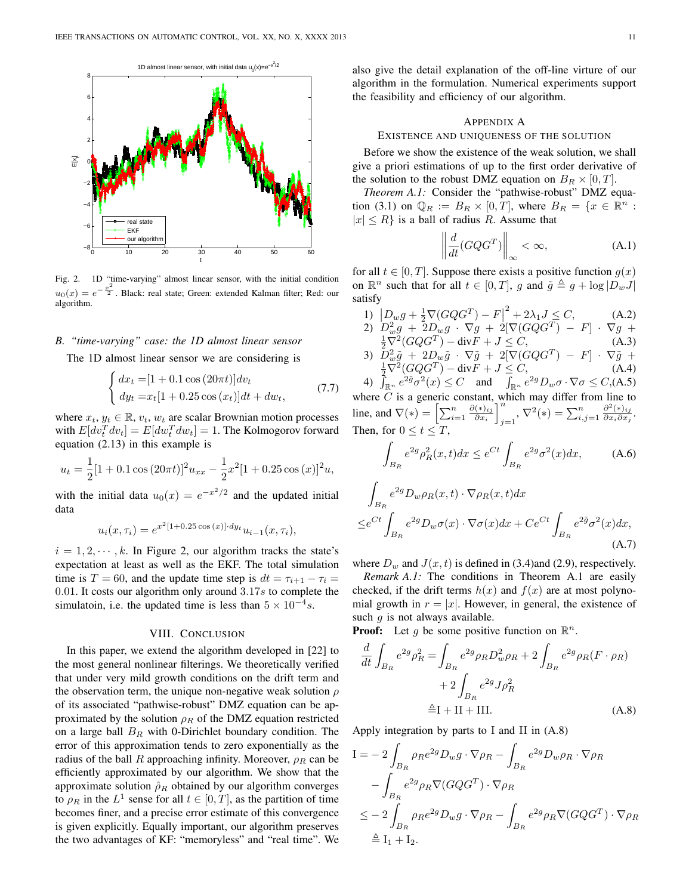Fig. 2. 1D "time-varying" almost linear sensor, with the initial condition $u_0(x) = e^{-\frac{x^2}{2}}$. Black: real state; Green: extended Kalman filter; Red: our algorithm.

### B. "time-varying" case: the 1D almost linear sensor

The 1D almost linear sensor we are considering is

$$
\begin{cases} dx_t = [1 + 0.1\cos(20\pi t)]dv_t \\ dy_t = x_t[1 + 0.25\cos(x_t)]dt + dw_t, \end{cases} \tag{7.7}
$$

where $x_t$, $y_t \in \mathbb{R}$, $v_t$, $w_t$ are scalar Brownian motion processes with $E[dv_t^T dv_t] = E[dw_t^T dw_t] = 1$. The Kolmogorov forward equation (2.13) in this example is

$$
u_t = \frac{1}{2}[1 + 0.1\cos(20\pi t)]^2 u_{xx} - \frac{1}{2}x^2[1 + 0.25\cos(x)]^2 u,
$$

with the initial data $u_0(x) = e^{-x^2/2}$ and the updated initial data

$$
u_i(x, \tau_i) = e^{x^2[1+0.25\cos(x)]\cdot dy_t} u_{i-1}(x, \tau_i),
$$

$i = 1, 2, \cdots, k$. In Figure 2, our algorithm tracks the state's expectation at least as well as the EKF. The total simulation time is $T = 60$, and the update time step is $dt = \tau_{i+1} - \tau_i = 0.01$. It costs our algorithm only around $3.17s$ to complete the simulatoin, i.e. the updated time is less than $5 \times 10^{-4}s$.

## VIII. Conclusion

In this paper, we extend the algorithm developed in [22] to the most general nonlinear filterings. We theoretically verified that under very mild growth conditions on the drift term and the observation term, the unique non-negative weak solution $\rho$ of its associated "pathwise-robust" DMZ equation can be approximated by the solution $\rho_R$ of the DMZ equation restricted on a large ball $B_R$ with 0-Dirichlet boundary condition. The error of this approximation tends to zero exponentially as the radius of the ball $R$ approaching infinity. Moreover, $\rho_R$ can be efficiently approximated by our algorithm. We show that the approximate solution $\hat{\rho}_R$ obtained by our algorithm converges to $\rho_R$ in the $L^1$ sense for all $t \in [0, T]$, as the partition of time becomes finer, and a precise error estimate of this convergence is given explicitly. Equally important, our algorithm preserves the two advantages of KF: "memoryless" and "real time". We also give the detail explanation of the off-line virture of our algorithm in the formulation. Numerical experiments support the feasibility and efficiency of our algorithm.

## Appendix A
## Existence and Uniqueness of the Solution

Before we show the existence of the weak solution, we shall give a priori estimations of up to the first order derivative of the solution to the robust DMZ equation on $B_R \times [0, T]$.

*Theorem A.1:* Consider the "pathwise-robust" DMZ equation (3.1) on $\mathbb{Q}_R := B_R \times [0, T]$, where $B_R = \{x \in \mathbb{R}^n : |x| \leq R\}$ is a ball of radius $R$. Assume that

$$
\left\| \frac{d}{dt}(GQG^T) \right\|_\infty < \infty, \tag{A.1}
$$

for all $t \in [0, T]$. Suppose there exists a positive function $g(x)$ on $\mathbb{R}^n$ such that for all $t \in [0, T]$, $g$ and $\tilde{g} \triangleq g + \log |D_w J|$ satisfy

1) $\left| D_w g + \frac{1}{2}\nabla(GQG^T) - F \right|^2 + 2\lambda_1 J \leq C,$ (A.2)
2) $D_w^2 g + 2D_w g \cdot \nabla g + 2[\nabla(GQG^T) - F] \cdot \nabla g + \frac{1}{2}\nabla^2(GQG^T) - \text{div}F + J \leq C,$ (A.3)
3) $D_w^2 \tilde{g} + 2D_w \tilde{g} \cdot \nabla \tilde{g} + 2[\nabla(GQG^T) - F] \cdot \nabla \tilde{g} + \frac{1}{2}\nabla^2(GQG^T) - \text{div}F + J \leq C,$ (A.4)
4) $\int_{\mathbb{R}^n} e^{2\tilde{g}}\sigma^2(x) \leq C$ and $\int_{\mathbb{R}^n} e^{2g} D_w \sigma \cdot \nabla \sigma \leq C,$ (A.5)

where $C$ is a generic constant, which may differ from line to line, and $\nabla(*) = \left[\sum_{i=1}^n \frac{\partial(*)_{ij}}{\partial x_i}\right]_{j=1}^n$, $\nabla^2(*) = \sum_{i,j=1}^n \frac{\partial^2(*)_{ij}}{\partial x_i \partial x_j}$. Then, for $0 \leq t \leq T$,

$$
\int_{B_R} e^{2g}\rho_R^2(x,t)dx \leq e^{Ct}\int_{B_R} e^{2g}\sigma^2(x)dx, \tag{A.6}
$$

$$
\begin{aligned}
&\int_{B_R} e^{2g} D_w \rho_R(x,t) \cdot \nabla \rho_R(x,t)dx \\
\leq& e^{Ct}\int_{B_R} e^{2g} D_w \sigma(x) \cdot \nabla \sigma(x)dx + Ce^{Ct}\int_{B_R} e^{2\tilde{g}}\sigma^2(x)dx,
\end{aligned} \tag{A.7}
$$

where $D_w$ and $J(x,t)$ is defined in (3.4)and (2.9), respectively.

*Remark A.1:* The conditions in Theorem A.1 are easily checked, if the drift terms $h(x)$ and $f(x)$ are at most polynomial growth in $r = |x|$. However, in general, the existence of such $g$ is not always available.

**Proof:** Let $g$ be some positive function on $\mathbb{R}^n$.

$$
\begin{aligned}
\frac{d}{dt}\int_{B_R} e^{2g}\rho_R^2 =& \int_{B_R} e^{2g}\rho_R D_w^2 \rho_R + 2\int_{B_R} e^{2g}\rho_R(F \cdot \rho_R) \\
&+ 2\int_{B_R} e^{2g} J\rho_R^2 \\
\triangleq& \text{I} + \text{II} + \text{III}.
\end{aligned} \tag{A.8}
$$

Apply integration by parts to I and II in (A.8)

$$
\begin{aligned}
\text{I} =& -2\int_{B_R} \rho_R e^{2g} D_w g \cdot \nabla \rho_R - \int_{B_R} e^{2g} D_w \rho_R \cdot \nabla \rho_R \\
&- \int_{B_R} e^{2g}\rho_R \nabla(GQG^T) \cdot \nabla \rho_R \\
\leq& -2\int_{B_R} \rho_R e^{2g} D_w g \cdot \nabla \rho_R - \int_{B_R} e^{2g}\rho_R \nabla(GQG^T) \cdot \nabla \rho_R \\
\triangleq& \text{I}_1 + \text{I}_2.
\end{aligned}
$$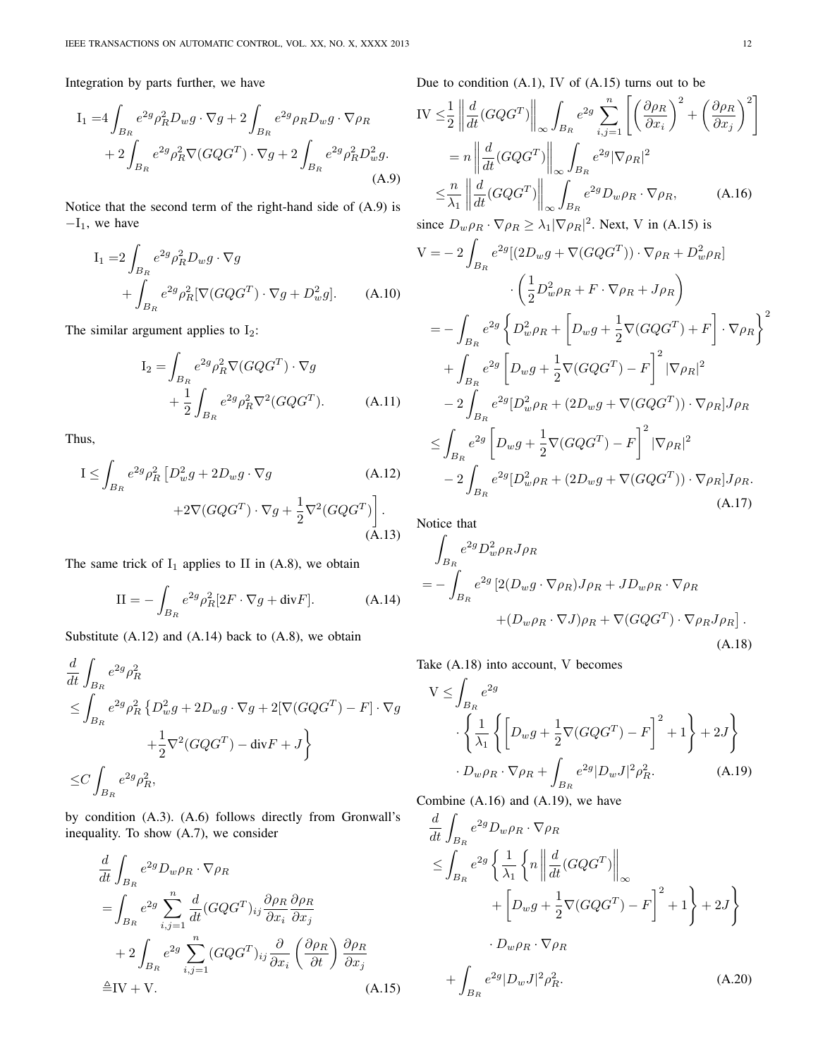Integration by parts further, we have

$$
\begin{aligned}
\mathrm{I}_1 =&4\int_{B_R} e^{2g}\rho_R^2 D_w g\cdot\nabla g + 2\int_{B_R} e^{2g}\rho_R D_w g\cdot\nabla\rho_R \\
&+ 2\int_{B_R} e^{2g}\rho_R^2 \nabla(GQG^T)\cdot\nabla g + 2\int_{B_R} e^{2g}\rho_R^2 D_w^2 g.
\end{aligned} \tag{A.9}
$$

Notice that the second term of the right-hand side of (A.9) is $-\mathrm{I}_1$, we have

$$
\begin{aligned}
\mathrm{I}_1 =&2\int_{B_R} e^{2g}\rho_R^2 D_w g\cdot\nabla g \\
&+ \int_{B_R} e^{2g}\rho_R^2 [\nabla(GQG^T)\cdot\nabla g + D_w^2 g].
\end{aligned} \tag{A.10}
$$

The similar argument applies to $\mathrm{I}_2$:

$$
\begin{aligned}
\mathrm{I}_2 =&\int_{B_R} e^{2g}\rho_R^2 \nabla(GQG^T)\cdot\nabla g \\
&+ \frac{1}{2}\int_{B_R} e^{2g}\rho_R^2 \nabla^2(GQG^T).
\end{aligned} \tag{A.11}
$$

Thus,

$$
\begin{aligned}
\mathrm{I} \leq &\int_{B_R} e^{2g}\rho_R^2 \left[D_w^2 g + 2D_w g\cdot\nabla g \right. \qquad (A.12)\\
&\left. +2\nabla(GQG^T)\cdot\nabla g + \frac{1}{2}\nabla^2(GQG^T)\right].
\end{aligned} \tag{A.13}
$$

The same trick of $\mathrm{I}_1$ applies to II in (A.8), we obtain

$$
\mathrm{II} = -\int_{B_R} e^{2g}\rho_R^2 [2F\cdot\nabla g + \mathrm{div}F]. \tag{A.14}
$$

Substitute (A.12) and (A.14) back to (A.8), we obtain

$$
\begin{aligned}
&\frac{d}{dt}\int_{B_R} e^{2g}\rho_R^2 \\
&\leq \int_{B_R} e^{2g}\rho_R^2 \left\{D_w^2 g + 2D_w g\cdot\nabla g + 2[\nabla(GQG^T) - F]\cdot\nabla g \right. \\
&\qquad\left. +\frac{1}{2}\nabla^2(GQG^T) - \mathrm{div}F + J\right\} \\
&\leq C\int_{B_R} e^{2g}\rho_R^2,
\end{aligned}
$$

by condition (A.3). (A.6) follows directly from Gronwall's inequality. To show (A.7), we consider

$$
\begin{aligned}
&\frac{d}{dt}\int_{B_R} e^{2g} D_w\rho_R\cdot\nabla\rho_R \\
&= \int_{B_R} e^{2g}\sum_{i,j=1}^n \frac{d}{dt}(GQG^T)_{ij}\frac{\partial\rho_R}{\partial x_i}\frac{\partial\rho_R}{\partial x_j} \\
&\quad + 2\int_{B_R} e^{2g}\sum_{i,j=1}^n (GQG^T)_{ij}\frac{\partial}{\partial x_i}\left(\frac{\partial\rho_R}{\partial t}\right)\frac{\partial\rho_R}{\partial x_j} \\
&\triangleq \mathrm{IV} + \mathrm{V}.
\end{aligned} \tag{A.15}
$$

Due to condition (A.1), IV of (A.15) turns out to be

$$
\begin{aligned}
\mathrm{IV} \leq &\frac{1}{2}\left\|\frac{d}{dt}(GQG^T)\right\|_\infty \int_{B_R} e^{2g}\sum_{i,j=1}^n\left[\left(\frac{\partial\rho_R}{\partial x_i}\right)^2 + \left(\frac{\partial\rho_R}{\partial x_j}\right)^2\right] \\
=& n\left\|\frac{d}{dt}(GQG^T)\right\|_\infty \int_{B_R} e^{2g}|\nabla\rho_R|^2 \\
\leq &\frac{n}{\lambda_1}\left\|\frac{d}{dt}(GQG^T)\right\|_\infty \int_{B_R} e^{2g}D_w\rho_R\cdot\nabla\rho_R,
\end{aligned} \tag{A.16}
$$

since $D_w\rho_R\cdot\nabla\rho_R \geq \lambda_1|\nabla\rho_R|^2$. Next, V in (A.15) is

$$
\begin{aligned}
\mathrm{V} =& -2\int_{B_R} e^{2g}[(2D_w g + \nabla(GQG^T))\cdot\nabla\rho_R + D_w^2\rho_R] \\
&\qquad\cdot\left(\frac{1}{2}D_w^2\rho_R + F\cdot\nabla\rho_R + J\rho_R\right) \\
=& -\int_{B_R} e^{2g}\left\{D_w^2\rho_R + \left[D_w g + \frac{1}{2}\nabla(GQG^T) + F\right]\cdot\nabla\rho_R\right\}^2 \\
&+ \int_{B_R} e^{2g}\left[D_w g + \frac{1}{2}\nabla(GQG^T) - F\right]^2 |\nabla\rho_R|^2 \\
&- 2\int_{B_R} e^{2g}[D_w^2\rho_R + (2D_w g + \nabla(GQG^T))\cdot\nabla\rho_R]J\rho_R \\
\leq &\int_{B_R} e^{2g}\left[D_w g + \frac{1}{2}\nabla(GQG^T) - F\right]^2 |\nabla\rho_R|^2 \\
&- 2\int_{B_R} e^{2g}[D_w^2\rho_R + (2D_w g + \nabla(GQG^T))\cdot\nabla\rho_R]J\rho_R.
\end{aligned} \tag{A.17}
$$

Notice that

$$
\begin{aligned}
&\int_{B_R} e^{2g}D_w^2\rho_R J\rho_R \\
&= -\int_{B_R} e^{2g}\left[2(D_w g\cdot\nabla\rho_R)J\rho_R + JD_w\rho_R\cdot\nabla\rho_R \right. \\
&\qquad\left. +(D_w\rho_R\cdot\nabla J)\rho_R + \nabla(GQG^T)\cdot\nabla\rho_R J\rho_R\right].
\end{aligned} \tag{A.18}
$$

Take (A.18) into account, V becomes

$$
\begin{aligned}
\mathrm{V} \leq &\int_{B_R} e^{2g} \\
&\cdot\left\{\frac{1}{\lambda_1}\left\{\left[D_w g + \frac{1}{2}\nabla(GQG^T) - F\right]^2 + 1\right\} + 2J\right\} \\
&\cdot D_w\rho_R\cdot\nabla\rho_R + \int_{B_R} e^{2g}|D_w J|^2\rho_R^2.
\end{aligned} \tag{A.19}
$$

Combine (A.16) and (A.19), we have

$$
\begin{aligned}
&\frac{d}{dt}\int_{B_R} e^{2g}D_w\rho_R\cdot\nabla\rho_R \\
&\leq \int_{B_R} e^{2g}\left\{\frac{1}{\lambda_1}\left\{n\left\|\frac{d}{dt}(GQG^T)\right\|_\infty \right.\right. \\
&\qquad\left.\left. + \left[D_w g + \frac{1}{2}\nabla(GQG^T) - F\right]^2 + 1\right\} + 2J\right\} \\
&\qquad\cdot D_w\rho_R\cdot\nabla\rho_R \\
&\quad + \int_{B_R} e^{2g}|D_w J|^2\rho_R^2.
\end{aligned} \tag{A.20}
$$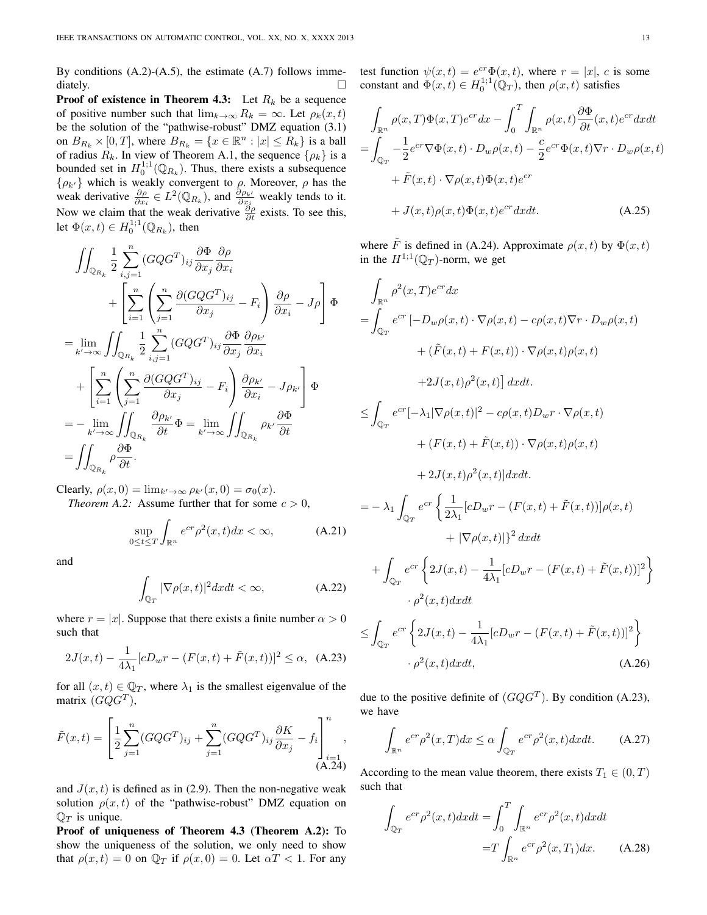By conditions (A.2)-(A.5), the estimate (A.7) follows immediately. □

**Proof of existence in Theorem 4.3:** Let $R_k$ be a sequence of positive number such that $\lim_{k\to\infty} R_k = \infty$. Let $\rho_k(x,t)$ be the solution of the "pathwise-robust" DMZ equation (3.1) on $B_{R_k} \times [0,T]$, where $B_{R_k} = \{x \in \mathbb{R}^n : |x| \le R_k\}$ is a ball of radius $R_k$. In view of Theorem A.1, the sequence $\{\rho_k\}$ is a bounded set in $H_0^{1;1}(\mathbb{Q}_{R_k})$. Thus, there exists a subsequence $\{\rho_{k'}\}$ which is weakly convergent to $\rho$. Moreover, $\rho$ has the weak derivative $\frac{\partial \rho}{\partial x_i} \in L^2(\mathbb{Q}_{R_k})$, and $\frac{\partial \rho_{k'}}{\partial x_i}$ weakly tends to it. Now we claim that the weak derivative $\frac{\partial \rho}{\partial t}$ exists. To see this, let $\Phi(x,t) \in H_0^{1;1}(\mathbb{Q}_{R_k})$, then

$$
\begin{aligned}
&\iint_{\mathbb{Q}_{R_k}} \frac{1}{2}\sum_{i,j=1}^n (GQG^T)_{ij}\frac{\partial \Phi}{\partial x_j}\frac{\partial \rho}{\partial x_i} \\
&\qquad + \left[\sum_{i=1}^n\left(\sum_{j=1}^n \frac{\partial (GQG^T)_{ij}}{\partial x_j} - F_i\right)\frac{\partial \rho}{\partial x_i} - J\rho\right]\Phi \\
&= \lim_{k'\to\infty}\iint_{\mathbb{Q}_{R_k}} \frac{1}{2}\sum_{i,j=1}^n (GQG^T)_{ij}\frac{\partial \Phi}{\partial x_j}\frac{\partial \rho_{k'}}{\partial x_i} \\
&\quad + \left[\sum_{i=1}^n\left(\sum_{j=1}^n \frac{\partial (GQG^T)_{ij}}{\partial x_j} - F_i\right)\frac{\partial \rho_{k'}}{\partial x_i} - J\rho_{k'}\right]\Phi \\
&= -\lim_{k'\to\infty}\iint_{\mathbb{Q}_{R_k}} \frac{\partial \rho_{k'}}{\partial t}\Phi = \lim_{k'\to\infty}\iint_{\mathbb{Q}_{R_k}} \rho_{k'}\frac{\partial \Phi}{\partial t} \\
&= \iint_{\mathbb{Q}_{R_k}} \rho\frac{\partial \Phi}{\partial t}.
\end{aligned}
$$

Clearly, $\rho(x,0) = \lim_{k'\to\infty}\rho_{k'}(x,0) = \sigma_0(x)$.

*Theorem A.2:* Assume further that for some $c > 0$,

$$
\sup_{0\le t\le T}\int_{\mathbb{R}^n} e^{cr}\rho^2(x,t)dx < \infty, \tag{A.21}
$$

and

$$
\int_{\mathbb{Q}_T} |\nabla \rho(x,t)|^2 dxdt < \infty, \tag{A.22}
$$

where $r = |x|$. Suppose that there exists a finite number $\alpha > 0$ such that

$$
2J(x,t) - \frac{1}{4\lambda_1}[cD_w r - (F(x,t) + \tilde{F}(x,t))]^2 \le \alpha, \tag{A.23}
$$

for all $(x,t) \in \mathbb{Q}_T$, where $\lambda_1$ is the smallest eigenvalue of the matrix $(GQG^T)$,

$$
\tilde{F}(x,t) = \left[\frac{1}{2}\sum_{j=1}^n (GQG^T)_{ij} + \sum_{j=1}^n (GQG^T)_{ij}\frac{\partial K}{\partial x_j} - f_i\right]_{i=1}^n, \tag{A.24}
$$

and $J(x,t)$ is defined as in (2.9). Then the non-negative weak solution $\rho(x,t)$ of the "pathwise-robust" DMZ equation on $\mathbb{Q}_T$ is unique.

**Proof of uniqueness of Theorem 4.3 (Theorem A.2):** To show the uniqueness of the solution, we only need to show that $\rho(x,t) = 0$ on $\mathbb{Q}_T$ if $\rho(x,0) = 0$. Let $\alpha T < 1$. For any test function $\psi(x,t) = e^{cr}\Phi(x,t)$, where $r = |x|$, $c$ is some constant and $\Phi(x,t) \in H_0^{1;1}(\mathbb{Q}_T)$, then $\rho(x,t)$ satisfies

$$
\begin{aligned}
&\int_{\mathbb{R}^n} \rho(x,T)\Phi(x,T)e^{cr}dx - \int_0^T\int_{\mathbb{R}^n} \rho(x,t)\frac{\partial \Phi}{\partial t}(x,t)e^{cr}dxdt \\
=& \int_{\mathbb{Q}_T} -\frac{1}{2}e^{cr}\nabla\Phi(x,t)\cdot D_w\rho(x,t) - \frac{c}{2}e^{cr}\Phi(x,t)\nabla r\cdot D_w\rho(x,t) \\
&+ \tilde{F}(x,t)\cdot\nabla\rho(x,t)\Phi(x,t)e^{cr} \\
&+ J(x,t)\rho(x,t)\Phi(x,t)e^{cr}dxdt.
\end{aligned} \tag{A.25}
$$

where $\tilde{F}$ is defined in (A.24). Approximate $\rho(x,t)$ by $\Phi(x,t)$ in the $H^{1;1}(\mathbb{Q}_T)$-norm, we get

$$
\begin{aligned}
&\int_{\mathbb{R}^n} \rho^2(x,T)e^{cr}dx \\
=& \int_{\mathbb{Q}_T} e^{cr}\left[-D_w\rho(x,t)\cdot\nabla\rho(x,t) - c\rho(x,t)\nabla r\cdot D_w\rho(x,t)\right. \\
&+ (\tilde{F}(x,t) + F(x,t))\cdot\nabla\rho(x,t)\rho(x,t) \\
&\left.+2J(x,t)\rho^2(x,t)\right]dxdt. \\
\le& \int_{\mathbb{Q}_T} e^{cr}[-\lambda_1|\nabla\rho(x,t)|^2 - c\rho(x,t)D_w r\cdot\nabla\rho(x,t) \\
&+ (F(x,t) + \tilde{F}(x,t))\cdot\nabla\rho(x,t)\rho(x,t) \\
&+ 2J(x,t)\rho^2(x,t)]dxdt. \\
=& -\lambda_1\int_{\mathbb{Q}_T} e^{cr}\left\{\frac{1}{2\lambda_1}[cD_w r - (F(x,t) + \tilde{F}(x,t))]\rho(x,t)\right. \\
&\left.+ |\nabla\rho(x,t)|\right\}^2 dxdt \\
&+ \int_{\mathbb{Q}_T} e^{cr}\left\{2J(x,t) - \frac{1}{4\lambda_1}[cD_w r - (F(x,t) + \tilde{F}(x,t))]^2\right\} \\
&\cdot\rho^2(x,t)dxdt \\
\le& \int_{\mathbb{Q}_T} e^{cr}\left\{2J(x,t) - \frac{1}{4\lambda_1}[cD_w r - (F(x,t) + \tilde{F}(x,t))]^2\right\} \\
&\cdot\rho^2(x,t)dxdt,
\end{aligned} \tag{A.26}
$$

due to the positive definite of $(GQG^T)$. By condition (A.23), we have

$$
\int_{\mathbb{R}^n} e^{cr}\rho^2(x,T)dx \le \alpha\int_{\mathbb{Q}_T} e^{cr}\rho^2(x,t)dxdt. \tag{A.27}
$$

According to the mean value theorem, there exists $T_1 \in (0,T)$ such that

$$
\begin{aligned}
\int_{\mathbb{Q}_T} e^{cr}\rho^2(x,t)dxdt =& \int_0^T\int_{\mathbb{R}^n} e^{cr}\rho^2(x,t)dxdt \\
=& T\int_{\mathbb{R}^n} e^{cr}\rho^2(x,T_1)dx.
\end{aligned} \tag{A.28}
$$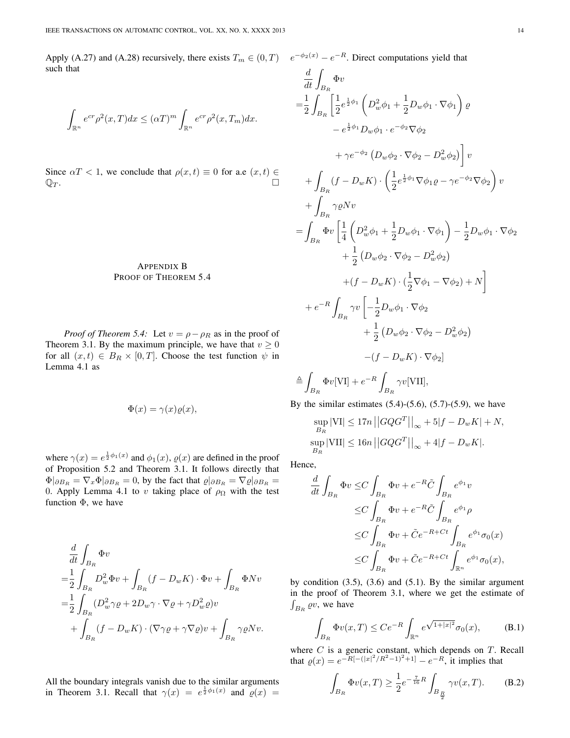Apply (A.27) and (A.28) recursively, there exists $T_m \in (0, T)$ such that

$$\int_{\mathbb{R}^n} e^{cr}\rho^2(x,T)dx \leq (\alpha T)^m \int_{\mathbb{R}^n} e^{cr}\rho^2(x,T_m)dx.$$

Since $\alpha T < 1$, we conclude that $\rho(x,t) \equiv 0$ for a.e $(x,t) \in \mathbb{Q}_T$. $\square$

## Appendix B
## Proof of Theorem 5.4

*Proof of Theorem 5.4:* Let $v = \rho - \rho_R$ as in the proof of Theorem 3.1. By the maximum principle, we have that $v \geq 0$ for all $(x,t) \in B_R \times [0,T]$. Choose the test function $\psi$ in Lemma 4.1 as

$$\Phi(x) = \gamma(x)\varrho(x),$$

where $\gamma(x) = e^{\frac{1}{2}\phi_1(x)}$ and $\phi_1(x)$, $\varrho(x)$ are defined in the proof of Proposition 5.2 and Theorem 3.1. It follows directly that $\Phi|_{\partial B_R} = \nabla_x \Phi|_{\partial B_R} = 0$, by the fact that $\varrho|_{\partial B_R} = \nabla \varrho|_{\partial B_R} = 0$. Apply Lemma 4.1 to $v$ taking place of $\rho_\Omega$ with the test function $\Phi$, we have

$$\begin{aligned}
&\frac{d}{dt}\int_{B_R} \Phi v \\
=&\frac{1}{2}\int_{B_R} D_w^2 \Phi v + \int_{B_R} (f - D_w K)\cdot \Phi v + \int_{B_R} \Phi N v \\
=&\frac{1}{2}\int_{B_R} (D_w^2 \gamma \varrho + 2 D_w \gamma \cdot \nabla \varrho + \gamma D_w^2 \varrho) v \\
&+ \int_{B_R} (f - D_w K)\cdot (\nabla \gamma \varrho + \gamma \nabla \varrho) v + \int_{B_R} \gamma \varrho N v.
\end{aligned}$$

All the boundary integrals vanish due to the similar arguments in Theorem 3.1. Recall that $\gamma(x) = e^{\frac{1}{2}\phi_1(x)}$ and $\varrho(x) = e^{-\phi_2(x)} - e^{-R}$. Direct computations yield that

$$\begin{aligned}
&\frac{d}{dt}\int_{B_R} \Phi v \\
=&\frac{1}{2}\int_{B_R}\Big[\frac{1}{2}e^{\frac{1}{2}\phi_1}\left(D_w^2\phi_1 + \frac{1}{2}D_w\phi_1\cdot\nabla\phi_1\right)\varrho \\
&\qquad - e^{\frac{1}{2}\phi_1} D_w\phi_1 \cdot e^{-\phi_2}\nabla\phi_2 \\
&\qquad + \gamma e^{-\phi_2}\left(D_w\phi_2\cdot\nabla\phi_2 - D_w^2\phi_2\right)\Big] v \\
&+ \int_{B_R} (f - D_w K)\cdot\left(\frac{1}{2}e^{\frac{1}{2}\phi_1}\nabla\phi_1\varrho - \gamma e^{-\phi_2}\nabla\phi_2\right) v \\
&+ \int_{B_R} \gamma\varrho N v \\
=&\int_{B_R}\Phi v\Big[\frac{1}{4}\left(D_w^2\phi_1 + \frac{1}{2}D_w\phi_1\cdot\nabla\phi_1\right) - \frac{1}{2}D_w\phi_1\cdot\nabla\phi_2 \\
&\qquad + \frac{1}{2}\left(D_w\phi_2\cdot\nabla\phi_2 - D_w^2\phi_2\right) \\
&\qquad + (f - D_w K)\cdot(\frac{1}{2}\nabla\phi_1 - \nabla\phi_2) + N\Big] \\
&+ e^{-R}\int_{B_R}\gamma v\Big[-\frac{1}{2}D_w\phi_1\cdot\nabla\phi_2 \\
&\qquad + \frac{1}{2}\left(D_w\phi_2\cdot\nabla\phi_2 - D_w^2\phi_2\right) \\
&\qquad - (f - D_w K)\cdot\nabla\phi_2\Big] \\
\triangleq& \int_{B_R}\Phi v[\text{VI}] + e^{-R}\int_{B_R}\gamma v[\text{VII}],
\end{aligned}$$

By the similar estimates (5.4)-(5.6), (5.7)-(5.9), we have

$$\begin{aligned}
\sup_{B_R}|\text{VI}| &\leq 17n\left|\left|GQG^T\right|\right|_\infty + 5|f - D_w K| + N, \\
\sup_{B_R}|\text{VII}| &\leq 16n\left|\left|GQG^T\right|\right|_\infty + 4|f - D_w K|.
\end{aligned}$$

Hence,

$$\begin{aligned}
\frac{d}{dt}\int_{B_R}\Phi v \leq& C\int_{B_R}\Phi v + e^{-R}\tilde{C}\int_{B_R} e^{\phi_1} v \\
\leq& C\int_{B_R}\Phi v + e^{-R}\tilde{C}\int_{B_R} e^{\phi_1}\rho \\
\leq& C\int_{B_R}\Phi v + \tilde{C}e^{-R+Ct}\int_{B_R} e^{\phi_1}\sigma_0(x) \\
\leq& C\int_{B_R}\Phi v + \tilde{C}e^{-R+Ct}\int_{\mathbb{R}^n} e^{\phi_1}\sigma_0(x),
\end{aligned}$$

by condition (3.5), (3.6) and (5.1). By the similar argument in the proof of Theorem 3.1, where we get the estimate of $\int_{B_R}\varrho v$, we have

$$\int_{B_R}\Phi v(x,T) \leq Ce^{-R}\int_{\mathbb{R}^n} e^{\sqrt{1+|x|^2}}\sigma_0(x), \tag{B.1}$$

where $C$ is a generic constant, which depends on $T$. Recall that $\varrho(x) = e^{-R[-(|x|^2/R^2-1)^2+1]} - e^{-R}$, it implies that

$$\int_{B_R}\Phi v(x,T) \geq \frac{1}{2}e^{-\frac{7}{16}R}\int_{B_{\frac{R}{2}}}\gamma v(x,T). \tag{B.2}$$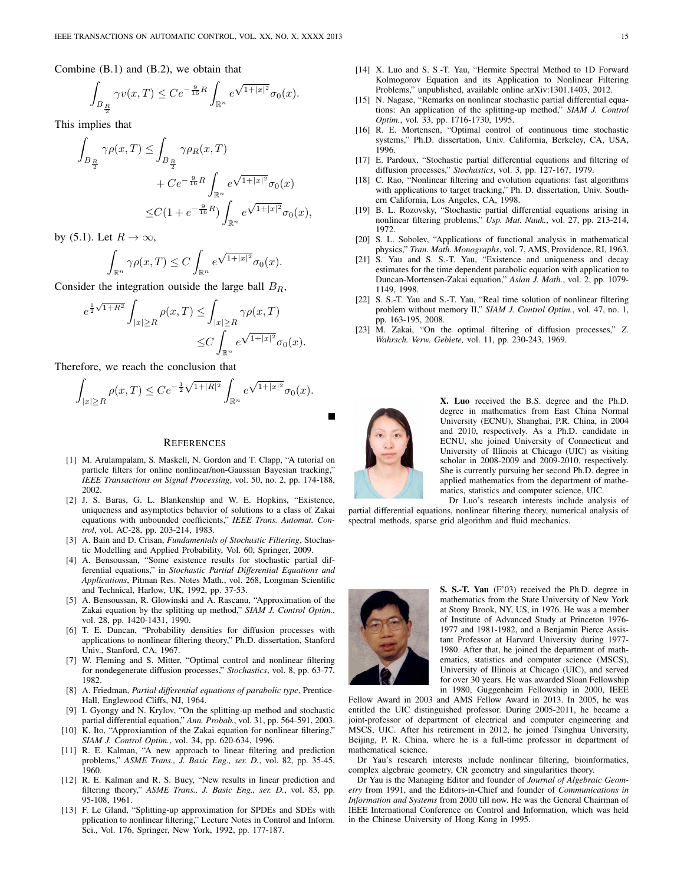Combine (B.1) and (B.2), we obtain that

$$\int_{B_{\frac{R}{2}}} \gamma v(x,T) \leq Ce^{-\frac{9}{16}R} \int_{\mathbb{R}^n} e^{\sqrt{1+|x|^2}} \sigma_0(x).$$

This implies that

$$\begin{aligned}\int_{B_{\frac{R}{2}}} \gamma\rho(x,T) \leq & \int_{B_{\frac{R}{2}}} \gamma\rho_R(x,T) \\ & + Ce^{-\frac{9}{16}R} \int_{\mathbb{R}^n} e^{\sqrt{1+|x|^2}} \sigma_0(x) \\ \leq & C(1+e^{-\frac{9}{16}R}) \int_{\mathbb{R}^n} e^{\sqrt{1+|x|^2}} \sigma_0(x),\end{aligned}$$

by (5.1). Let $R \to \infty$,

$$\int_{\mathbb{R}^n} \gamma\rho(x,T) \leq C \int_{\mathbb{R}^n} e^{\sqrt{1+|x|^2}} \sigma_0(x).$$

Consider the integration outside the large ball $B_R$,

$$\begin{aligned}e^{\frac{1}{2}\sqrt{1+R^2}} \int_{|x|\geq R} \rho(x,T) \leq & \int_{|x|\geq R} \gamma\rho(x,T) \\ \leq & C \int_{\mathbb{R}^n} e^{\sqrt{1+|x|^2}} \sigma_0(x).\end{aligned}$$

Therefore, we reach the conclusion that

$$\int_{|x|\geq R} \rho(x,T) \leq Ce^{-\frac{1}{2}\sqrt{1+|R|^2}} \int_{\mathbb{R}^n} e^{\sqrt{1+|x|^2}} \sigma_0(x).$$

■

## References

[1] M. Arulampalam, S. Maskell, N. Gordon and T. Clapp, "A tutorial on particle filters for online nonlinear/non-Gaussian Bayesian tracking," *IEEE Transactions on Signal Processing*, vol. 50, no. 2, pp. 174-188, 2002.

[2] J. S. Baras, G. L. Blankenship and W. E. Hopkins, "Existence, uniqueness and asymptotics behavior of solutions to a class of Zakai equations with unbounded coefficients," *IEEE Trans. Automat. Control*, vol. AC-28, pp. 203-214, 1983.

[3] A. Bain and D. Crisan, *Fundamentals of Stochastic Filtering*, Stochastic Modelling and Applied Probability, Vol. 60, Springer, 2009.

[4] A. Bensoussan, "Some existence results for stochastic partial differential equations," in *Stochastic Partial Differential Equations and Applications*, Pitman Res. Notes Math., vol. 268, Longman Scientific and Technical, Harlow, UK, 1992, pp. 37-53.

[5] A. Bensoussan, R. Glowinski and A. Rascanu, "Approximation of the Zakai equation by the splitting up method," *SIAM J. Control Optim.*, vol. 28, pp. 1420-1431, 1990.

[6] T. E. Duncan, "Probability densities for diffusion processes with applications to nonlinear filtering theory," Ph.D. dissertation, Stanford Univ., Stanford, CA, 1967.

[7] W. Fleming and S. Mitter, "Optimal control and nonlinear filtering for nondegenerate diffusion processes," *Stochastics*, vol. 8, pp. 63-77, 1982.

[8] A. Friedman, *Partial differential equations of parabolic type*, Prentice-Hall, Englewood Cliffs, NJ, 1964.

[9] I. Gyongy and N. Krylov, "On the splitting-up method and stochastic partial differential equation," *Ann. Probab.*, vol. 31, pp. 564-591, 2003.

[10] K. Ito, "Approxiamtion of the Zakai equation for nonlinear filtering," *SIAM J. Control Optim.*, vol. 34, pp. 620-634, 1996.

[11] R. E. Kalman, "A new approach to linear filtering and prediction problems," *ASME Trans., J. Basic Eng., ser. D.*, vol. 82, pp. 35-45, 1960.

[12] R. E. Kalman and R. S. Bucy, "New results in linear prediction and filtering theory," *ASME Trans., J. Basic Eng., ser. D.*, vol. 83, pp. 95-108, 1961.

[13] F. Le Gland, "Splitting-up approximation for SPDEs and SDEs with pplication to nonlinear filtering," Lecture Notes in Control and Inform. Sci., Vol. 176, Springer, New York, 1992, pp. 177-187.

[14] X. Luo and S. S.-T. Yau, "Hermite Spectral Method to 1D Forward Kolmogorov Equation and its Application to Nonlinear Filtering Problems," unpublished, available online arXiv:1301.1403, 2012.

[15] N. Nagase, "Remarks on nonlinear stochastic partial differential equations: An application of the splitting-up method," *SIAM J. Control Optim.*, vol. 33, pp. 1716-1730, 1995.

[16] R. E. Mortensen, "Optimal control of continuous time stochastic systems," Ph.D. dissertation, Univ. California, Berkeley, CA, USA, 1996.

[17] E. Pardoux, "Stochastic partial differential equations and filtering of diffusion processes," *Stochastics*, vol. 3, pp. 127-167, 1979.

[18] C. Rao, "Nonlinear filtering and evolution equations: fast algorithms with applications to target tracking," Ph. D. dissertation, Univ. Southern California, Los Angeles, CA, 1998.

[19] B. L. Rozovsky, "Stochastic partial differential equations arising in nonlinear filtering problems," *Usp. Mat. Nauk.*, vol. 27, pp. 213-214, 1972.

[20] S. L. Sobolev, "Applications of functional analysis in mathematical physics," *Tran. Math. Monographs*, vol. 7, AMS, Providence, RI, 1963.

[21] S. Yau and S. S.-T. Yau, "Existence and uniqueness and decay estimates for the time dependent parabolic equation with application to Duncan-Mortensen-Zakai equation," *Asian J. Math.*, vol. 2, pp. 1079-1149, 1998.

[22] S. S.-T. Yau and S. S.-T. Yau, "Real time solution of nonlinear filtering problem without memory II," *SIAM J. Control Optim.*, vol. 47, no. 1, pp. 163-195, 2008.

[23] M. Zakai, "On the optimal filtering of diffusion processes," *Z. Wahrsch. Verw. Gebiete,* vol. 11, pp. 230-243, 1969.

**X. Luo** received the B.S. degree and the Ph.D. degree in mathematics from East China Normal University (ECNU), Shanghai, P.R. China, in 2004 and 2010, respectively. As a Ph.D. candidate in ECNU, she joined University of Connecticut and University of Illinois at Chicago (UIC) as visiting scholar in 2008-2009 and 2009-2010, respectively. She is currently pursuing her second Ph.D. degree in applied mathematics from the department of mathematics, statistics and computer science, UIC.

Dr Luo's research interests include analysis of partial differential equations, nonlinear filtering theory, numerical analysis of spectral methods, sparse grid algorithm and fluid mechanics.

**S. S.-T. Yau** (F'03) received the Ph.D. degree in mathematics from the State University of New York at Stony Brook, NY, US, in 1976. He was a member of Institute of Advanced Study at Princeton 1976-1977 and 1981-1982, and a Benjamin Pierce Assistant Professor at Harvard University during 1977-1980. After that, he joined the department of mathematics, statistics and computer science (MSCS), University of Illinois at Chicago (UIC), and served for over 30 years. He was awarded Sloan Fellowship in 1980, Guggenheim Fellowship in 2000, IEEE Fellow Award in 2003 and AMS Fellow Award in 2013. In 2005, he was entitled the UIC distinguished professor. During 2005-2011, he became a joint-professor of department of electrical and computer engineering and MSCS, UIC. After his retirement in 2012, he joined Tsinghua University, Beijing, P. R. China, where he is a full-time professor in department of mathematical science.

Dr Yau's research interests include nonlinear filtering, bioinformatics, complex algebraic geometry, CR geometry and singularities theory.

Dr Yau is the Managing Editor and founder of *Journal of Algebraic Geometry* from 1991, and the Editors-in-Chief and founder of *Communications in Information and Systems* from 2000 till now. He was the General Chairman of IEEE International Conference on Control and Information, which was held in the Chinese University of Hong Kong in 1995.